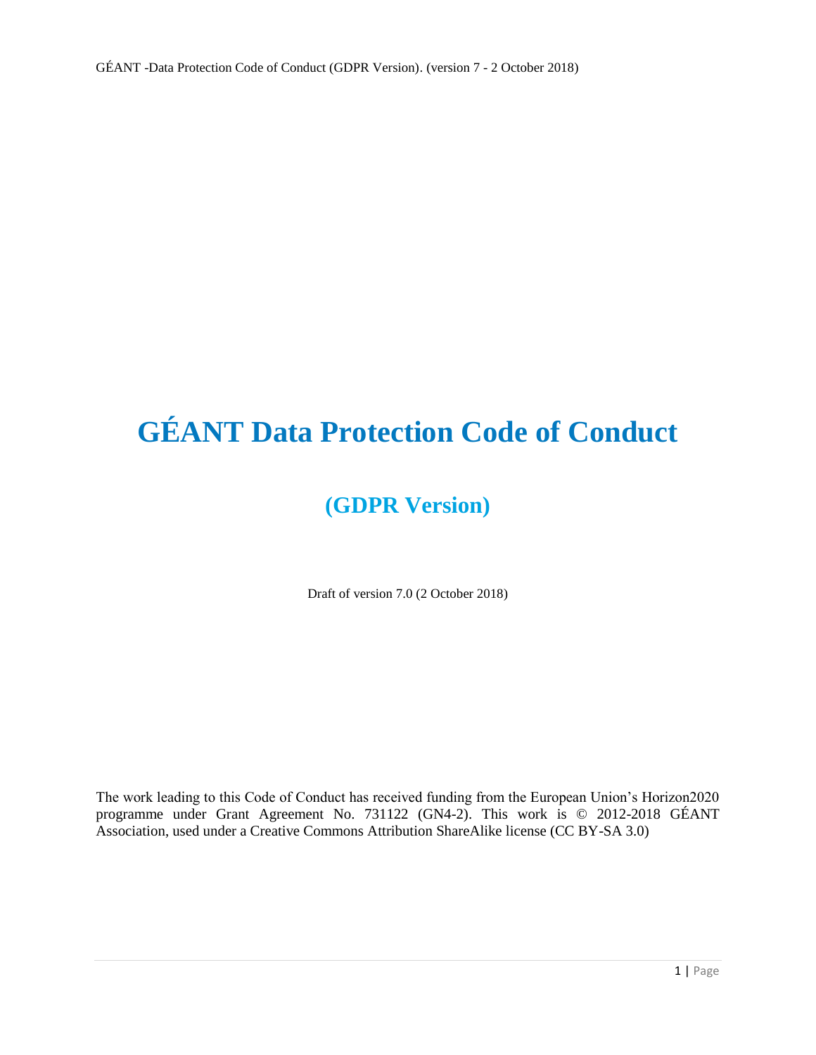# GÉANT Data Protection Code of Conduct

## (GDPR Version)

Draft of version 7.0 (2 October 2018)

The work leading to this Code of Conduct has received funding from the European Union's Horizon2020 programme under Grant Agreement No. 731122 (GN4-2). This work is © 2012-2018 GÉANT Association, used under a Creative Commons Attribution ShareAlike license (CC BY-SA 3.0)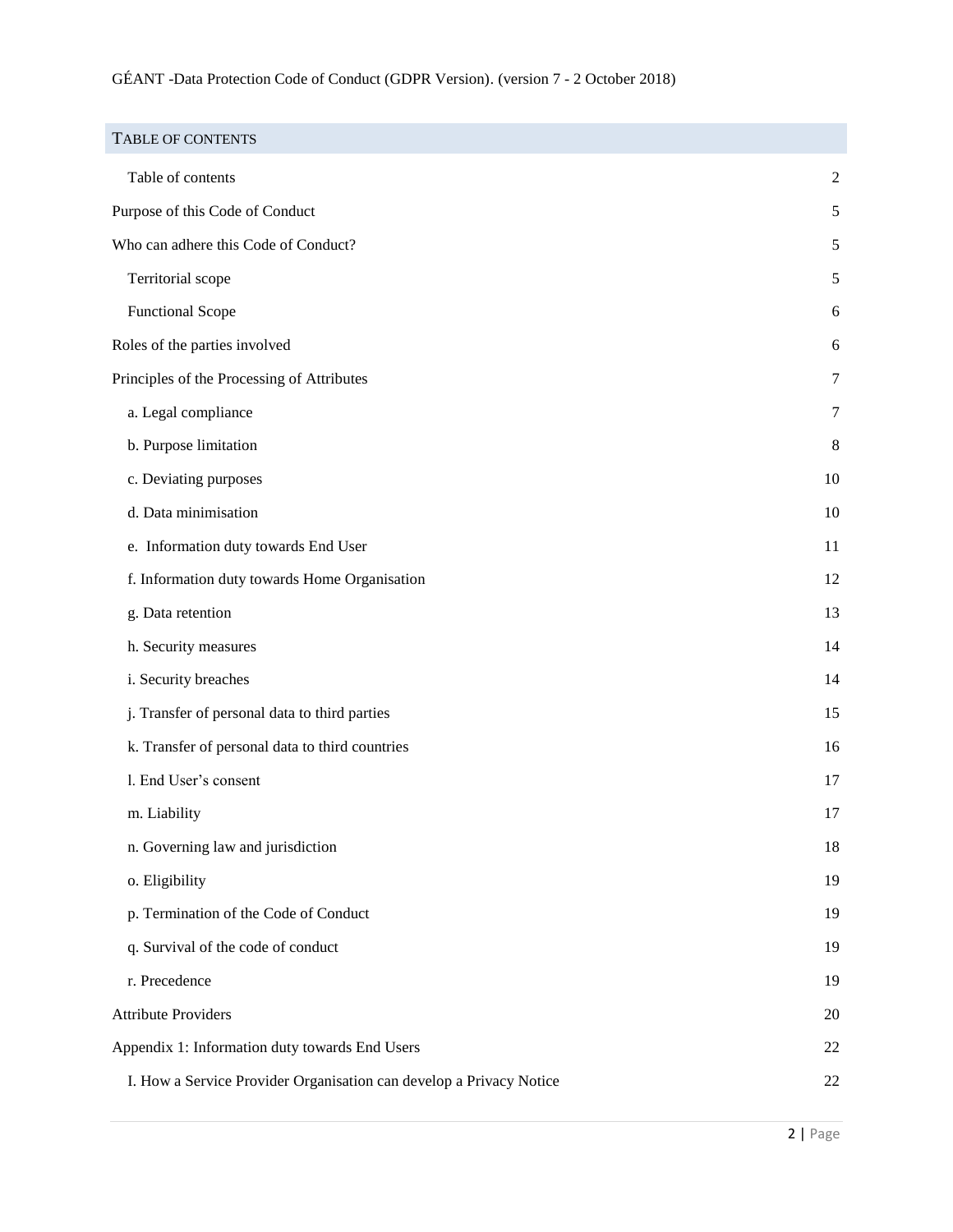## TABLE OF CONTENTS

| | |
|---|---|
| Table of contents | 2 |
| Purpose of this Code of Conduct | 5 |
| Who can adhere this Code of Conduct? | 5 |
| Territorial scope | 5 |
| Functional Scope | 6 |
| Roles of the parties involved | 6 |
| Principles of the Processing of Attributes | 7 |
| a. Legal compliance | 7 |
| b. Purpose limitation | 8 |
| c. Deviating purposes | 10 |
| d. Data minimisation | 10 |
| e. Information duty towards End User | 11 |
| f. Information duty towards Home Organisation | 12 |
| g. Data retention | 13 |
| h. Security measures | 14 |
| i. Security breaches | 14 |
| j. Transfer of personal data to third parties | 15 |
| k. Transfer of personal data to third countries | 16 |
| l. End User's consent | 17 |
| m. Liability | 17 |
| n. Governing law and jurisdiction | 18 |
| o. Eligibility | 19 |
| p. Termination of the Code of Conduct | 19 |
| q. Survival of the code of conduct | 19 |
| r. Precedence | 19 |
| Attribute Providers | 20 |
| Appendix 1: Information duty towards End Users | 22 |
| I. How a Service Provider Organisation can develop a Privacy Notice | 22 |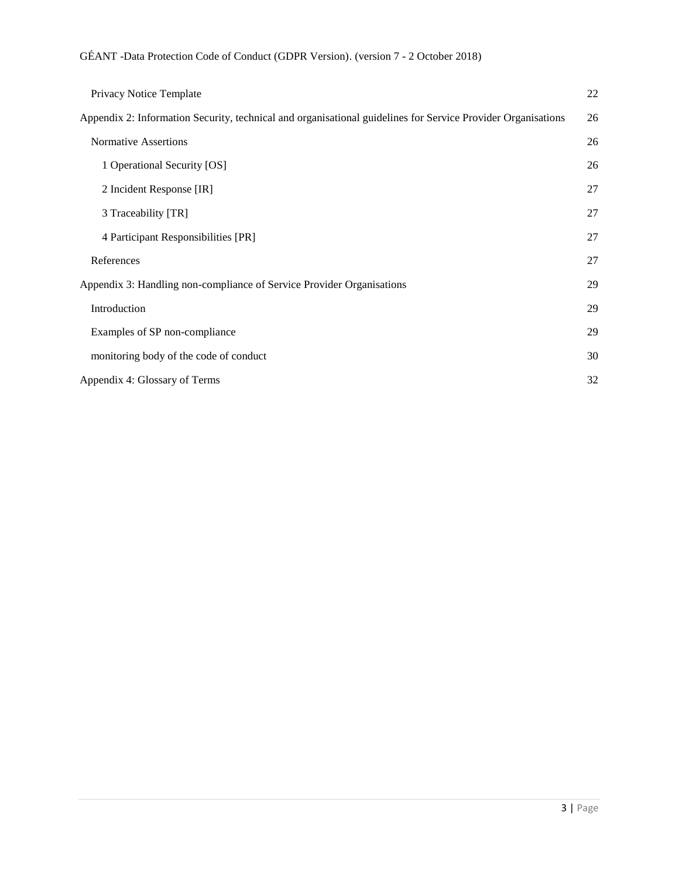Privacy Notice Template 22

Appendix 2: Information Security, technical and organisational guidelines for Service Provider Organisations 26

Normative Assertions 26

1 Operational Security [OS] 26

2 Incident Response [IR] 27

3 Traceability [TR] 27

4 Participant Responsibilities [PR] 27

References 27

Appendix 3: Handling non-compliance of Service Provider Organisations 29

Introduction 29

Examples of SP non-compliance 29

monitoring body of the code of conduct 30

Appendix 4: Glossary of Terms 32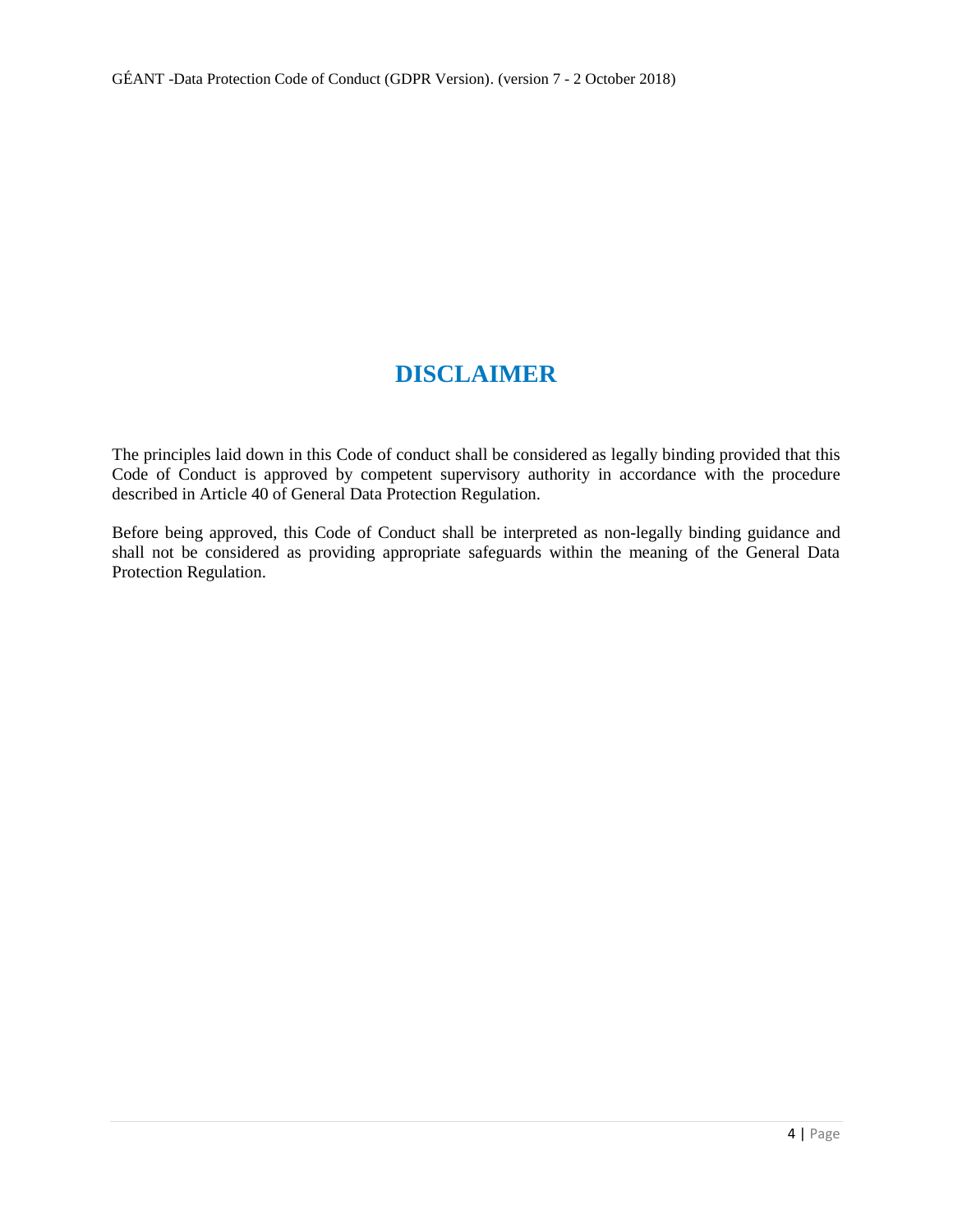# DISCLAIMER

The principles laid down in this Code of conduct shall be considered as legally binding provided that this Code of Conduct is approved by competent supervisory authority in accordance with the procedure described in Article 40 of General Data Protection Regulation.

Before being approved, this Code of Conduct shall be interpreted as non-legally binding guidance and shall not be considered as providing appropriate safeguards within the meaning of the General Data Protection Regulation.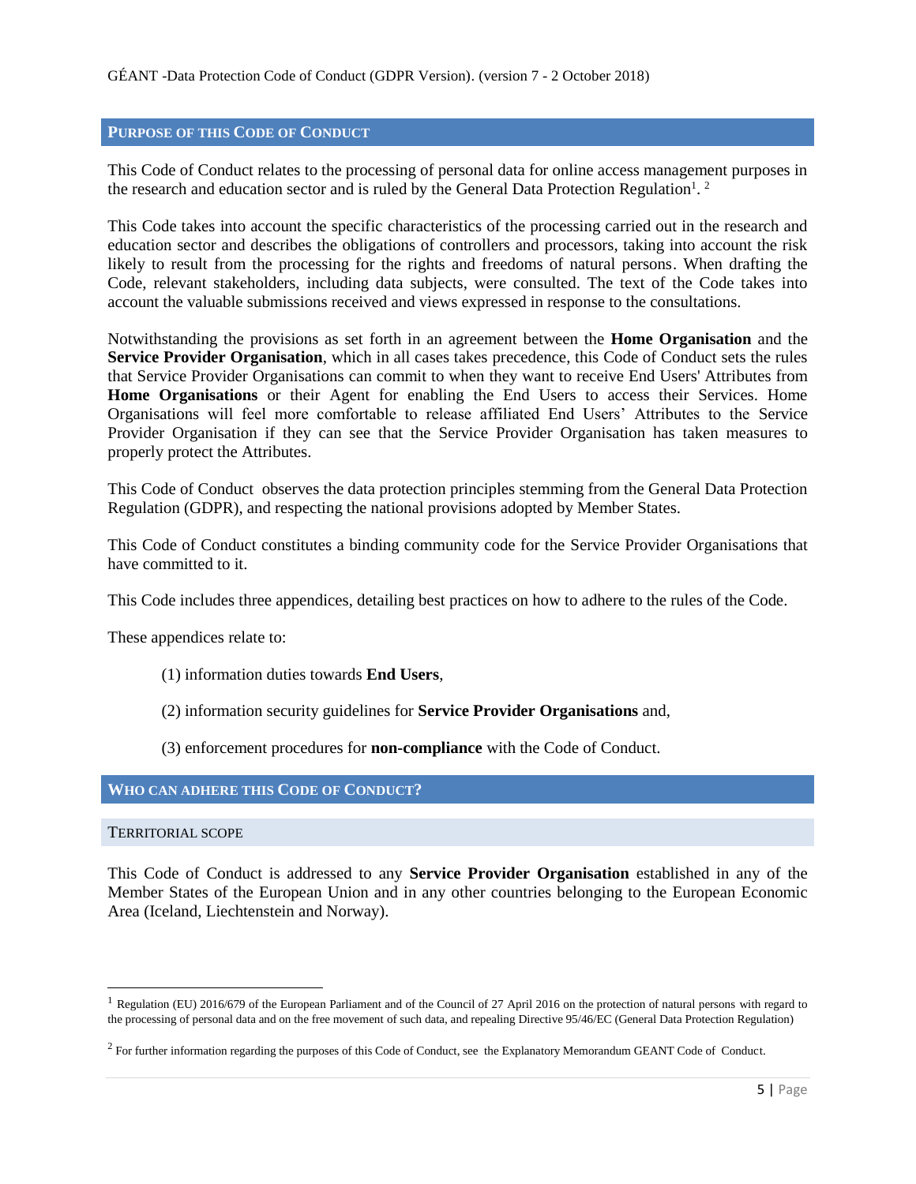## PURPOSE OF THIS CODE OF CONDUCT

This Code of Conduct relates to the processing of personal data for online access management purposes in the research and education sector and is ruled by the General Data Protection Regulation[1]. [2]

This Code takes into account the specific characteristics of the processing carried out in the research and education sector and describes the obligations of controllers and processors, taking into account the risk likely to result from the processing for the rights and freedoms of natural persons. When drafting the Code, relevant stakeholders, including data subjects, were consulted. The text of the Code takes into account the valuable submissions received and views expressed in response to the consultations.

Notwithstanding the provisions as set forth in an agreement between the **Home Organisation** and the **Service Provider Organisation**, which in all cases takes precedence, this Code of Conduct sets the rules that Service Provider Organisations can commit to when they want to receive End Users' Attributes from **Home Organisations** or their Agent for enabling the End Users to access their Services. Home Organisations will feel more comfortable to release affiliated End Users' Attributes to the Service Provider Organisation if they can see that the Service Provider Organisation has taken measures to properly protect the Attributes.

This Code of Conduct observes the data protection principles stemming from the General Data Protection Regulation (GDPR), and respecting the national provisions adopted by Member States.

This Code of Conduct constitutes a binding community code for the Service Provider Organisations that have committed to it.

This Code includes three appendices, detailing best practices on how to adhere to the rules of the Code.

These appendices relate to:

(1) information duties towards **End Users**,

(2) information security guidelines for **Service Provider Organisations** and,

(3) enforcement procedures for **non-compliance** with the Code of Conduct.

## WHO CAN ADHERE THIS CODE OF CONDUCT?

### TERRITORIAL SCOPE

This Code of Conduct is addressed to any **Service Provider Organisation** established in any of the Member States of the European Union and in any other countries belonging to the European Economic Area (Iceland, Liechtenstein and Norway).

---

[1] Regulation (EU) 2016/679 of the European Parliament and of the Council of 27 April 2016 on the protection of natural persons with regard to the processing of personal data and on the free movement of such data, and repealing Directive 95/46/EC (General Data Protection Regulation)

[2] For further information regarding the purposes of this Code of Conduct, see the Explanatory Memorandum GEANT Code of Conduct.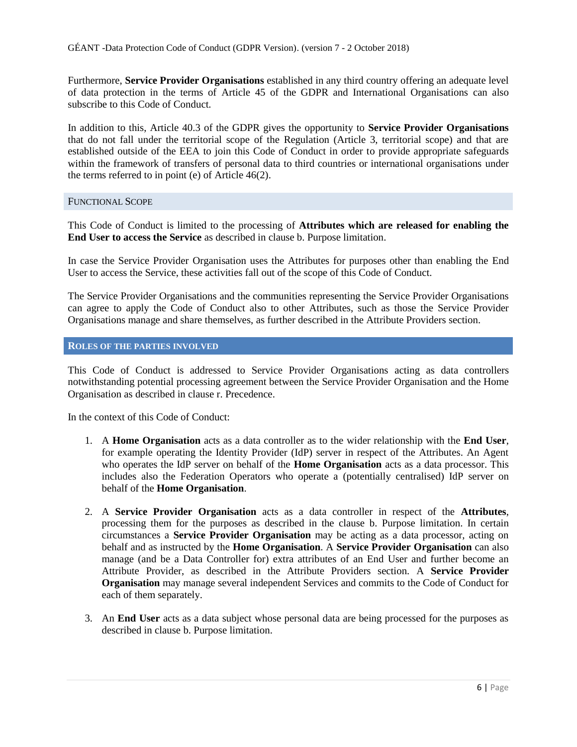Furthermore, **Service Provider Organisations** established in any third country offering an adequate level of data protection in the terms of Article 45 of the GDPR and International Organisations can also subscribe to this Code of Conduct.

In addition to this, Article 40.3 of the GDPR gives the opportunity to **Service Provider Organisations** that do not fall under the territorial scope of the Regulation (Article 3, territorial scope) and that are established outside of the EEA to join this Code of Conduct in order to provide appropriate safeguards within the framework of transfers of personal data to third countries or international organisations under the terms referred to in point (e) of Article 46(2).

### Functional Scope

This Code of Conduct is limited to the processing of **Attributes which are released for enabling the End User to access the Service** as described in clause b. Purpose limitation.

In case the Service Provider Organisation uses the Attributes for purposes other than enabling the End User to access the Service, these activities fall out of the scope of this Code of Conduct.

The Service Provider Organisations and the communities representing the Service Provider Organisations can agree to apply the Code of Conduct also to other Attributes, such as those the Service Provider Organisations manage and share themselves, as further described in the Attribute Providers section.

## Roles of the Parties Involved

This Code of Conduct is addressed to Service Provider Organisations acting as data controllers notwithstanding potential processing agreement between the Service Provider Organisation and the Home Organisation as described in clause r. Precedence.

In the context of this Code of Conduct:

1. A **Home Organisation** acts as a data controller as to the wider relationship with the **End User**, for example operating the Identity Provider (IdP) server in respect of the Attributes. An Agent who operates the IdP server on behalf of the **Home Organisation** acts as a data processor. This includes also the Federation Operators who operate a (potentially centralised) IdP server on behalf of the **Home Organisation**.

2. A **Service Provider Organisation** acts as a data controller in respect of the **Attributes**, processing them for the purposes as described in the clause b. Purpose limitation. In certain circumstances a **Service Provider Organisation** may be acting as a data processor, acting on behalf and as instructed by the **Home Organisation**. A **Service Provider Organisation** can also manage (and be a Data Controller for) extra attributes of an End User and further become an Attribute Provider, as described in the Attribute Providers section. A **Service Provider Organisation** may manage several independent Services and commits to the Code of Conduct for each of them separately.

3. An **End User** acts as a data subject whose personal data are being processed for the purposes as described in clause b. Purpose limitation.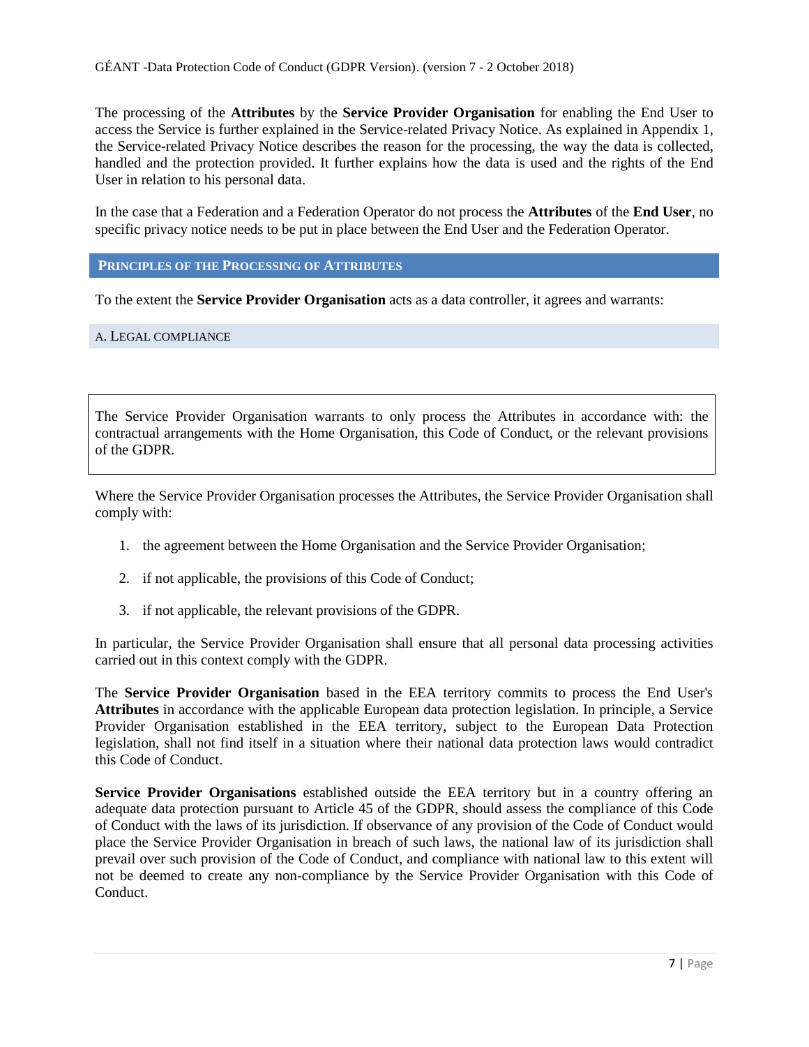The processing of the **Attributes** by the **Service Provider Organisation** for enabling the End User to access the Service is further explained in the Service-related Privacy Notice. As explained in Appendix 1, the Service-related Privacy Notice describes the reason for the processing, the way the data is collected, handled and the protection provided. It further explains how the data is used and the rights of the End User in relation to his personal data.

In the case that a Federation and a Federation Operator do not process the **Attributes** of the **End User**, no specific privacy notice needs to be put in place between the End User and the Federation Operator.

## PRINCIPLES OF THE PROCESSING OF ATTRIBUTES

To the extent the **Service Provider Organisation** acts as a data controller, it agrees and warrants:

### A. LEGAL COMPLIANCE

> The Service Provider Organisation warrants to only process the Attributes in accordance with: the contractual arrangements with the Home Organisation, this Code of Conduct, or the relevant provisions of the GDPR.

Where the Service Provider Organisation processes the Attributes, the Service Provider Organisation shall comply with:

1. the agreement between the Home Organisation and the Service Provider Organisation;
2. if not applicable, the provisions of this Code of Conduct;
3. if not applicable, the relevant provisions of the GDPR.

In particular, the Service Provider Organisation shall ensure that all personal data processing activities carried out in this context comply with the GDPR.

The **Service Provider Organisation** based in the EEA territory commits to process the End User's **Attributes** in accordance with the applicable European data protection legislation. In principle, a Service Provider Organisation established in the EEA territory, subject to the European Data Protection legislation, shall not find itself in a situation where their national data protection laws would contradict this Code of Conduct.

**Service Provider Organisations** established outside the EEA territory but in a country offering an adequate data protection pursuant to Article 45 of the GDPR, should assess the compliance of this Code of Conduct with the laws of its jurisdiction. If observance of any provision of the Code of Conduct would place the Service Provider Organisation in breach of such laws, the national law of its jurisdiction shall prevail over such provision of the Code of Conduct, and compliance with national law to this extent will not be deemed to create any non-compliance by the Service Provider Organisation with this Code of Conduct.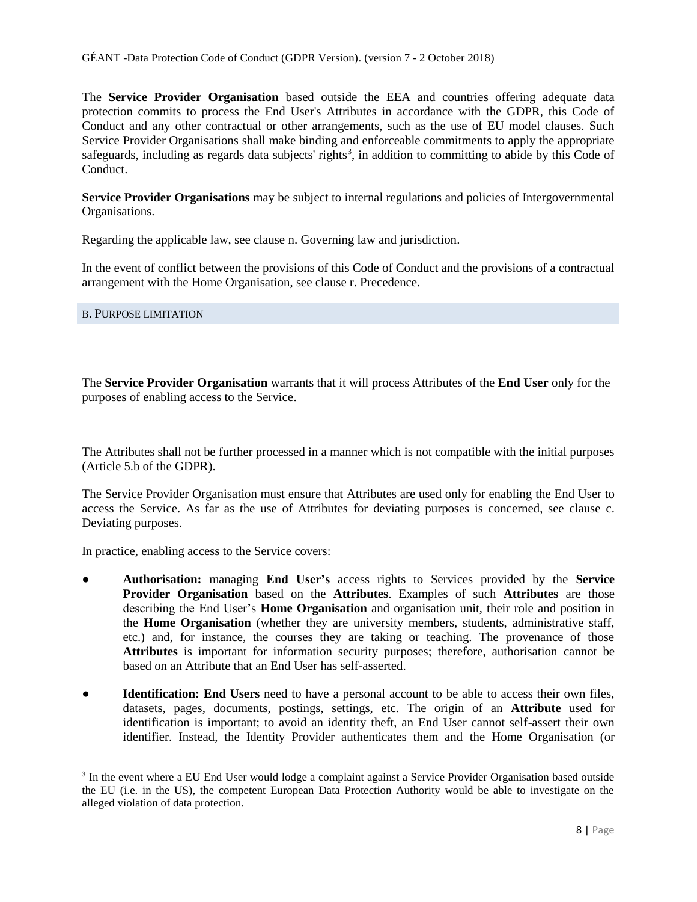The **Service Provider Organisation** based outside the EEA and countries offering adequate data protection commits to process the End User's Attributes in accordance with the GDPR, this Code of Conduct and any other contractual or other arrangements, such as the use of EU model clauses. Such Service Provider Organisations shall make binding and enforceable commitments to apply the appropriate safeguards, including as regards data subjects' rights[3], in addition to committing to abide by this Code of Conduct.

**Service Provider Organisations** may be subject to internal regulations and policies of Intergovernmental Organisations.

Regarding the applicable law, see clause n. Governing law and jurisdiction.

In the event of conflict between the provisions of this Code of Conduct and the provisions of a contractual arrangement with the Home Organisation, see clause r. Precedence.

## B. Purpose limitation

The **Service Provider Organisation** warrants that it will process Attributes of the **End User** only for the purposes of enabling access to the Service.

The Attributes shall not be further processed in a manner which is not compatible with the initial purposes (Article 5.b of the GDPR).

The Service Provider Organisation must ensure that Attributes are used only for enabling the End User to access the Service. As far as the use of Attributes for deviating purposes is concerned, see clause c. Deviating purposes.

In practice, enabling access to the Service covers:

- **Authorisation:** managing **End User's** access rights to Services provided by the **Service Provider Organisation** based on the **Attributes**. Examples of such **Attributes** are those describing the End User's **Home Organisation** and organisation unit, their role and position in the **Home Organisation** (whether they are university members, students, administrative staff, etc.) and, for instance, the courses they are taking or teaching. The provenance of those **Attributes** is important for information security purposes; therefore, authorisation cannot be based on an Attribute that an End User has self-asserted.
- **Identification: End Users** need to have a personal account to be able to access their own files, datasets, pages, documents, postings, settings, etc. The origin of an **Attribute** used for identification is important; to avoid an identity theft, an End User cannot self-assert their own identifier. Instead, the Identity Provider authenticates them and the Home Organisation (or

[3] In the event where a EU End User would lodge a complaint against a Service Provider Organisation based outside the EU (i.e. in the US), the competent European Data Protection Authority would be able to investigate on the alleged violation of data protection.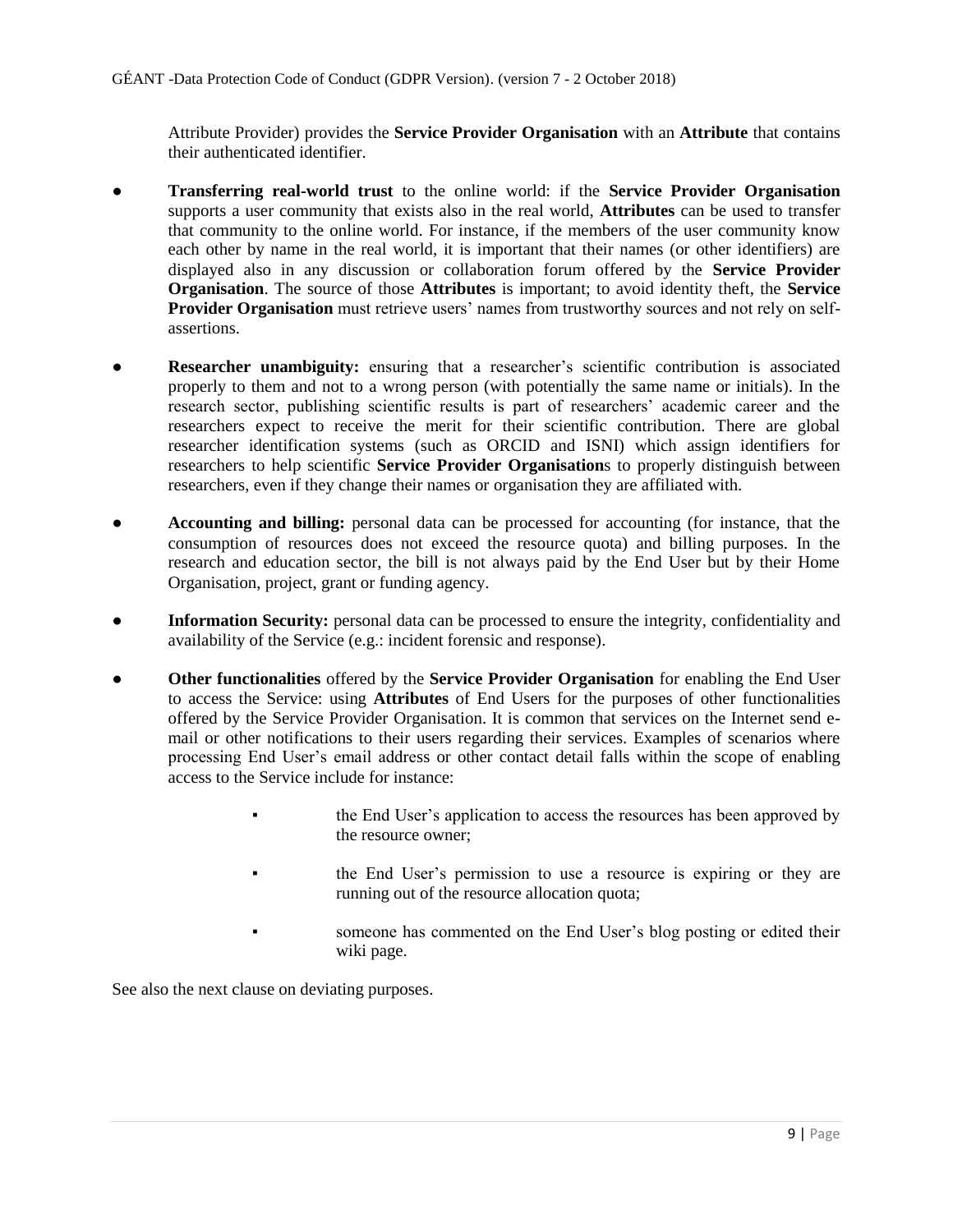Attribute Provider) provides the **Service Provider Organisation** with an **Attribute** that contains their authenticated identifier.

- **Transferring real-world trust** to the online world: if the **Service Provider Organisation** supports a user community that exists also in the real world, **Attributes** can be used to transfer that community to the online world. For instance, if the members of the user community know each other by name in the real world, it is important that their names (or other identifiers) are displayed also in any discussion or collaboration forum offered by the **Service Provider Organisation**. The source of those **Attributes** is important; to avoid identity theft, the **Service Provider Organisation** must retrieve users' names from trustworthy sources and not rely on self-assertions.

- **Researcher unambiguity:** ensuring that a researcher's scientific contribution is associated properly to them and not to a wrong person (with potentially the same name or initials). In the research sector, publishing scientific results is part of researchers' academic career and the researchers expect to receive the merit for their scientific contribution. There are global researcher identification systems (such as ORCID and ISNI) which assign identifiers for researchers to help scientific **Service Provider Organisation**s to properly distinguish between researchers, even if they change their names or organisation they are affiliated with.

- **Accounting and billing:** personal data can be processed for accounting (for instance, that the consumption of resources does not exceed the resource quota) and billing purposes. In the research and education sector, the bill is not always paid by the End User but by their Home Organisation, project, grant or funding agency.

- **Information Security:** personal data can be processed to ensure the integrity, confidentiality and availability of the Service (e.g.: incident forensic and response).

- **Other functionalities** offered by the **Service Provider Organisation** for enabling the End User to access the Service: using **Attributes** of End Users for the purposes of other functionalities offered by the Service Provider Organisation. It is common that services on the Internet send e-mail or other notifications to their users regarding their services. Examples of scenarios where processing End User's email address or other contact detail falls within the scope of enabling access to the Service include for instance:

    - the End User's application to access the resources has been approved by the resource owner;

    - the End User's permission to use a resource is expiring or they are running out of the resource allocation quota;

    - someone has commented on the End User's blog posting or edited their wiki page.

See also the next clause on deviating purposes.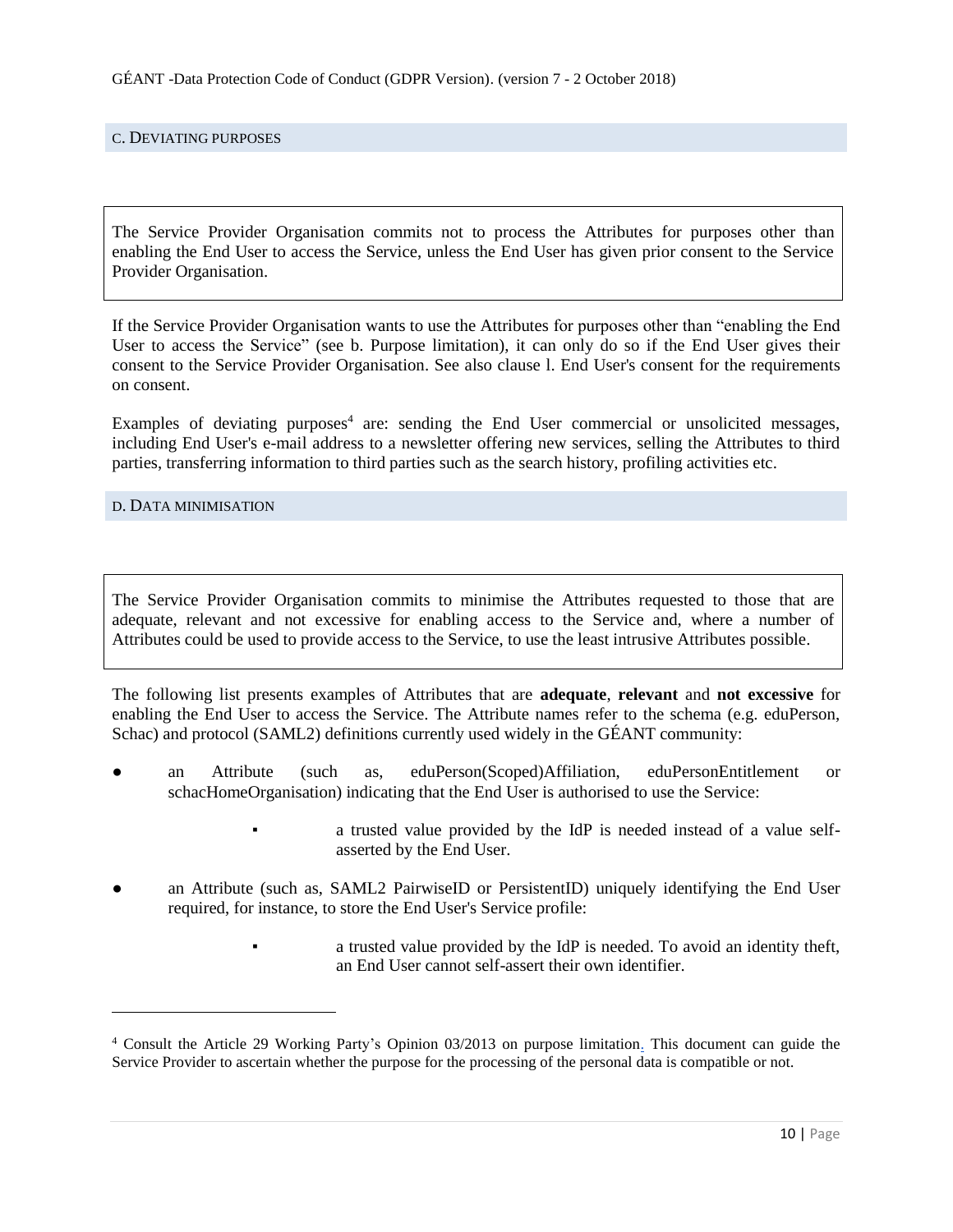## C. Deviating purposes

> The Service Provider Organisation commits not to process the Attributes for purposes other than enabling the End User to access the Service, unless the End User has given prior consent to the Service Provider Organisation.

If the Service Provider Organisation wants to use the Attributes for purposes other than "enabling the End User to access the Service" (see b. Purpose limitation), it can only do so if the End User gives their consent to the Service Provider Organisation. See also clause l. End User's consent for the requirements on consent.

Examples of deviating purposes[4] are: sending the End User commercial or unsolicited messages, including End User's e-mail address to a newsletter offering new services, selling the Attributes to third parties, transferring information to third parties such as the search history, profiling activities etc.

## D. Data minimisation

> The Service Provider Organisation commits to minimise the Attributes requested to those that are adequate, relevant and not excessive for enabling access to the Service and, where a number of Attributes could be used to provide access to the Service, to use the least intrusive Attributes possible.

The following list presents examples of Attributes that are **adequate**, **relevant** and **not excessive** for enabling the End User to access the Service. The Attribute names refer to the schema (e.g. eduPerson, Schac) and protocol (SAML2) definitions currently used widely in the GÉANT community:

- an Attribute (such as, eduPerson(Scoped)Affiliation, eduPersonEntitlement or schacHomeOrganisation) indicating that the End User is authorised to use the Service:
  - a trusted value provided by the IdP is needed instead of a value self-asserted by the End User.
- an Attribute (such as, SAML2 PairwiseID or PersistentID) uniquely identifying the End User required, for instance, to store the End User's Service profile:
  - a trusted value provided by the IdP is needed. To avoid an identity theft, an End User cannot self-assert their own identifier.

---

[4] Consult the Article 29 Working Party's Opinion 03/2013 on purpose limitation. This document can guide the Service Provider to ascertain whether the purpose for the processing of the personal data is compatible or not.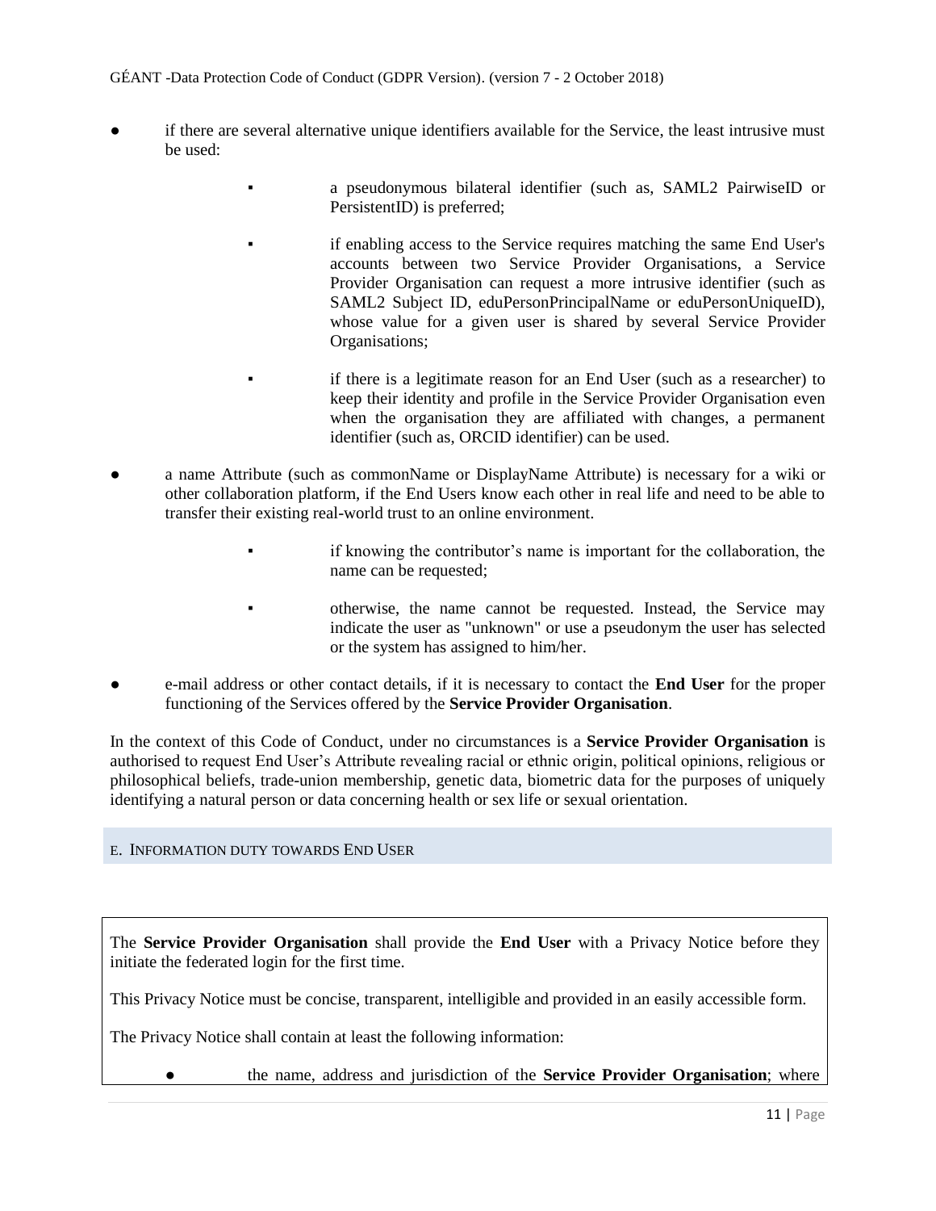- if there are several alternative unique identifiers available for the Service, the least intrusive must be used:
    - a pseudonymous bilateral identifier (such as, SAML2 PairwiseID or PersistentID) is preferred;
    - if enabling access to the Service requires matching the same End User's accounts between two Service Provider Organisations, a Service Provider Organisation can request a more intrusive identifier (such as SAML2 Subject ID, eduPersonPrincipalName or eduPersonUniqueID), whose value for a given user is shared by several Service Provider Organisations;
    - if there is a legitimate reason for an End User (such as a researcher) to keep their identity and profile in the Service Provider Organisation even when the organisation they are affiliated with changes, a permanent identifier (such as, ORCID identifier) can be used.
- a name Attribute (such as commonName or DisplayName Attribute) is necessary for a wiki or other collaboration platform, if the End Users know each other in real life and need to be able to transfer their existing real-world trust to an online environment.
    - if knowing the contributor's name is important for the collaboration, the name can be requested;
    - otherwise, the name cannot be requested. Instead, the Service may indicate the user as "unknown" or use a pseudonym the user has selected or the system has assigned to him/her.
- e-mail address or other contact details, if it is necessary to contact the **End User** for the proper functioning of the Services offered by the **Service Provider Organisation**.

In the context of this Code of Conduct, under no circumstances is a **Service Provider Organisation** is authorised to request End User's Attribute revealing racial or ethnic origin, political opinions, religious or philosophical beliefs, trade-union membership, genetic data, biometric data for the purposes of uniquely identifying a natural person or data concerning health or sex life or sexual orientation.

## E. Information duty towards End User

The **Service Provider Organisation** shall provide the **End User** with a Privacy Notice before they initiate the federated login for the first time.

This Privacy Notice must be concise, transparent, intelligible and provided in an easily accessible form.

The Privacy Notice shall contain at least the following information:

- the name, address and jurisdiction of the **Service Provider Organisation**; where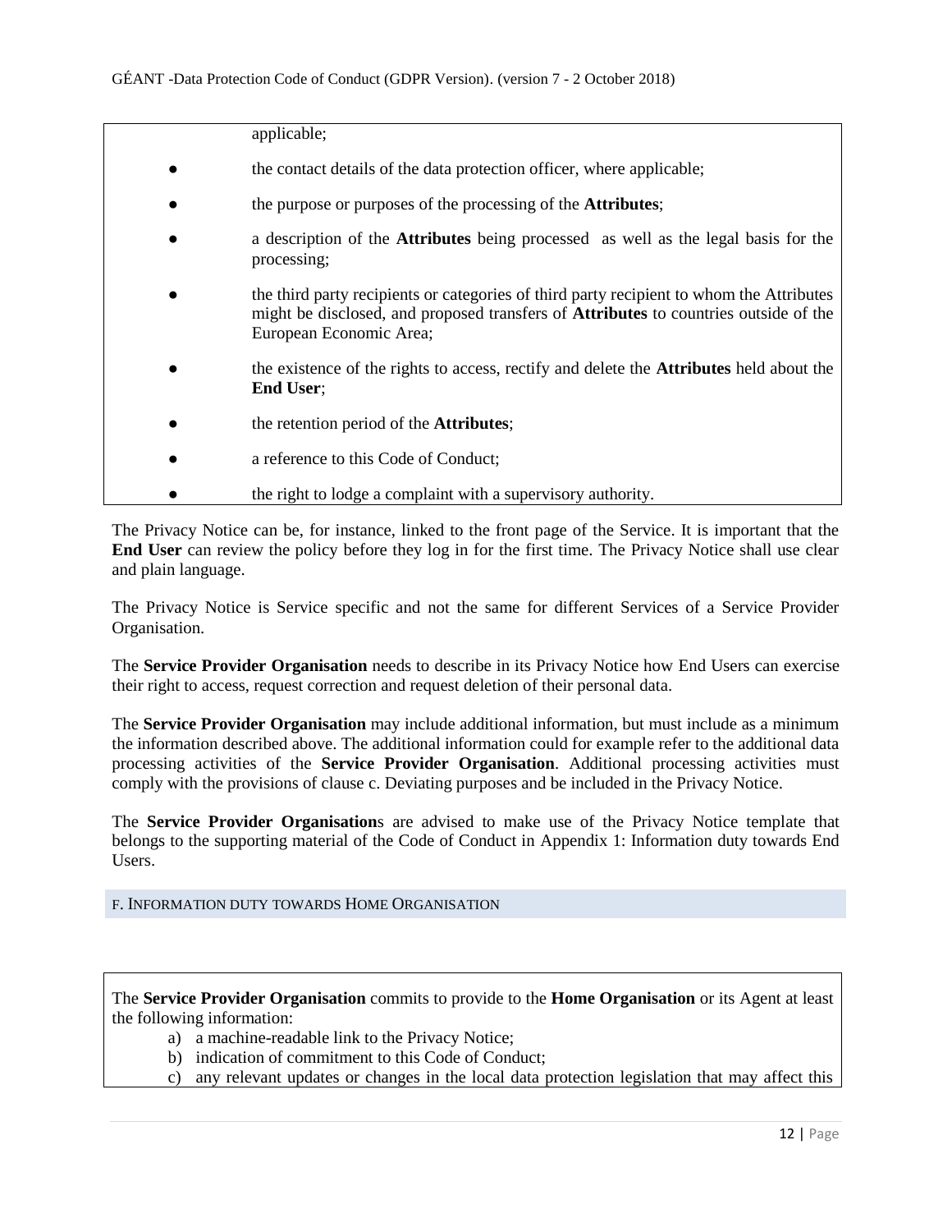applicable;

- the contact details of the data protection officer, where applicable;
- the purpose or purposes of the processing of the **Attributes**;
- a description of the **Attributes** being processed as well as the legal basis for the processing;
- the third party recipients or categories of third party recipient to whom the Attributes might be disclosed, and proposed transfers of **Attributes** to countries outside of the European Economic Area;
- the existence of the rights to access, rectify and delete the **Attributes** held about the **End User**;
- the retention period of the **Attributes**;
- a reference to this Code of Conduct;
- the right to lodge a complaint with a supervisory authority.

The Privacy Notice can be, for instance, linked to the front page of the Service. It is important that the **End User** can review the policy before they log in for the first time. The Privacy Notice shall use clear and plain language.

The Privacy Notice is Service specific and not the same for different Services of a Service Provider Organisation.

The **Service Provider Organisation** needs to describe in its Privacy Notice how End Users can exercise their right to access, request correction and request deletion of their personal data.

The **Service Provider Organisation** may include additional information, but must include as a minimum the information described above. The additional information could for example refer to the additional data processing activities of the **Service Provider Organisation**. Additional processing activities must comply with the provisions of clause c. Deviating purposes and be included in the Privacy Notice.

The **Service Provider Organisation**s are advised to make use of the Privacy Notice template that belongs to the supporting material of the Code of Conduct in Appendix 1: Information duty towards End Users.

## F. Information duty towards Home Organisation

The **Service Provider Organisation** commits to provide to the **Home Organisation** or its Agent at least the following information:

a) a machine-readable link to the Privacy Notice;
b) indication of commitment to this Code of Conduct;
c) any relevant updates or changes in the local data protection legislation that may affect this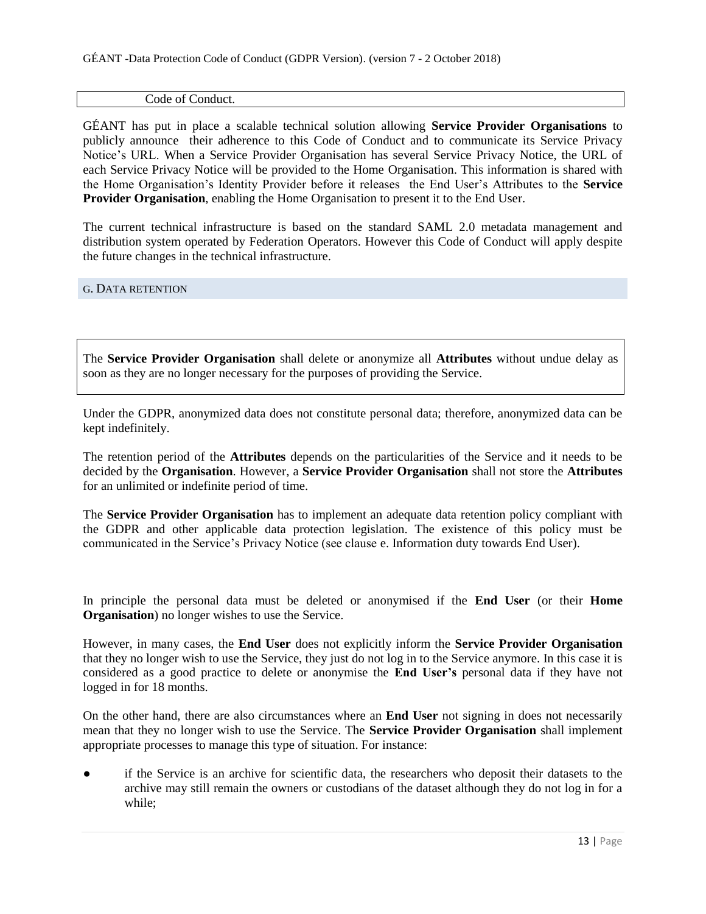Code of Conduct.

GÉANT has put in place a scalable technical solution allowing **Service Provider Organisations** to publicly announce their adherence to this Code of Conduct and to communicate its Service Privacy Notice's URL. When a Service Provider Organisation has several Service Privacy Notice, the URL of each Service Privacy Notice will be provided to the Home Organisation. This information is shared with the Home Organisation's Identity Provider before it releases the End User's Attributes to the **Service Provider Organisation**, enabling the Home Organisation to present it to the End User.

The current technical infrastructure is based on the standard SAML 2.0 metadata management and distribution system operated by Federation Operators. However this Code of Conduct will apply despite the future changes in the technical infrastructure.

## G. Data retention

The **Service Provider Organisation** shall delete or anonymize all **Attributes** without undue delay as soon as they are no longer necessary for the purposes of providing the Service.

Under the GDPR, anonymized data does not constitute personal data; therefore, anonymized data can be kept indefinitely.

The retention period of the **Attributes** depends on the particularities of the Service and it needs to be decided by the **Organisation**. However, a **Service Provider Organisation** shall not store the **Attributes** for an unlimited or indefinite period of time.

The **Service Provider Organisation** has to implement an adequate data retention policy compliant with the GDPR and other applicable data protection legislation. The existence of this policy must be communicated in the Service's Privacy Notice (see clause e. Information duty towards End User).

In principle the personal data must be deleted or anonymised if the **End User** (or their **Home Organisation**) no longer wishes to use the Service.

However, in many cases, the **End User** does not explicitly inform the **Service Provider Organisation** that they no longer wish to use the Service, they just do not log in to the Service anymore. In this case it is considered as a good practice to delete or anonymise the **End User's** personal data if they have not logged in for 18 months.

On the other hand, there are also circumstances where an **End User** not signing in does not necessarily mean that they no longer wish to use the Service. The **Service Provider Organisation** shall implement appropriate processes to manage this type of situation. For instance:

- if the Service is an archive for scientific data, the researchers who deposit their datasets to the archive may still remain the owners or custodians of the dataset although they do not log in for a while;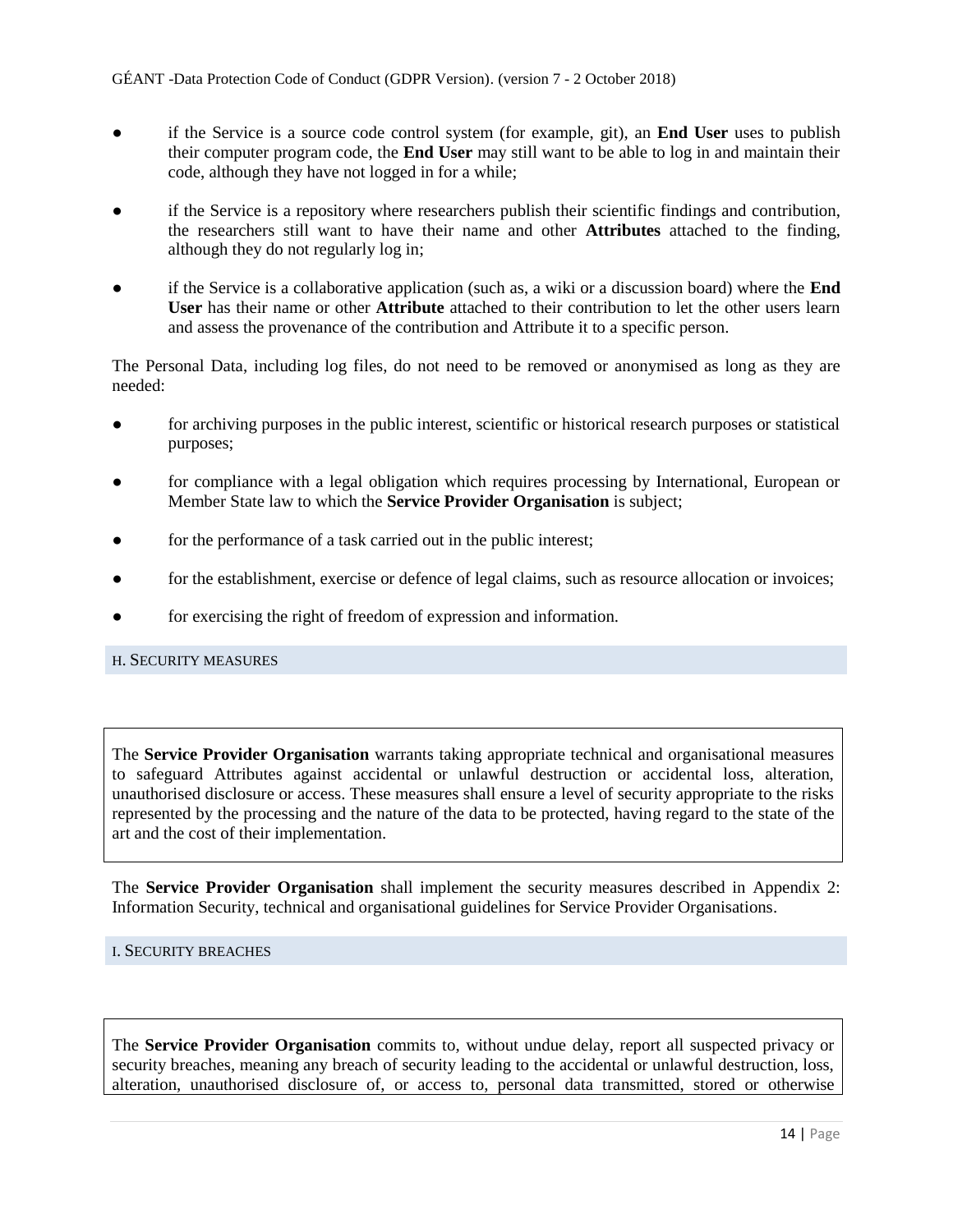- if the Service is a source code control system (for example, git), an **End User** uses to publish their computer program code, the **End User** may still want to be able to log in and maintain their code, although they have not logged in for a while;

- if the Service is a repository where researchers publish their scientific findings and contribution, the researchers still want to have their name and other **Attributes** attached to the finding, although they do not regularly log in;

- if the Service is a collaborative application (such as, a wiki or a discussion board) where the **End User** has their name or other **Attribute** attached to their contribution to let the other users learn and assess the provenance of the contribution and Attribute it to a specific person.

The Personal Data, including log files, do not need to be removed or anonymised as long as they are needed:

- for archiving purposes in the public interest, scientific or historical research purposes or statistical purposes;

- for compliance with a legal obligation which requires processing by International, European or Member State law to which the **Service Provider Organisation** is subject;

- for the performance of a task carried out in the public interest;

- for the establishment, exercise or defence of legal claims, such as resource allocation or invoices;

- for exercising the right of freedom of expression and information.

## H. Security measures

> The **Service Provider Organisation** warrants taking appropriate technical and organisational measures to safeguard Attributes against accidental or unlawful destruction or accidental loss, alteration, unauthorised disclosure or access. These measures shall ensure a level of security appropriate to the risks represented by the processing and the nature of the data to be protected, having regard to the state of the art and the cost of their implementation.

The **Service Provider Organisation** shall implement the security measures described in Appendix 2: Information Security, technical and organisational guidelines for Service Provider Organisations.

## I. Security breaches

> The **Service Provider Organisation** commits to, without undue delay, report all suspected privacy or security breaches, meaning any breach of security leading to the accidental or unlawful destruction, loss, alteration, unauthorised disclosure of, or access to, personal data transmitted, stored or otherwise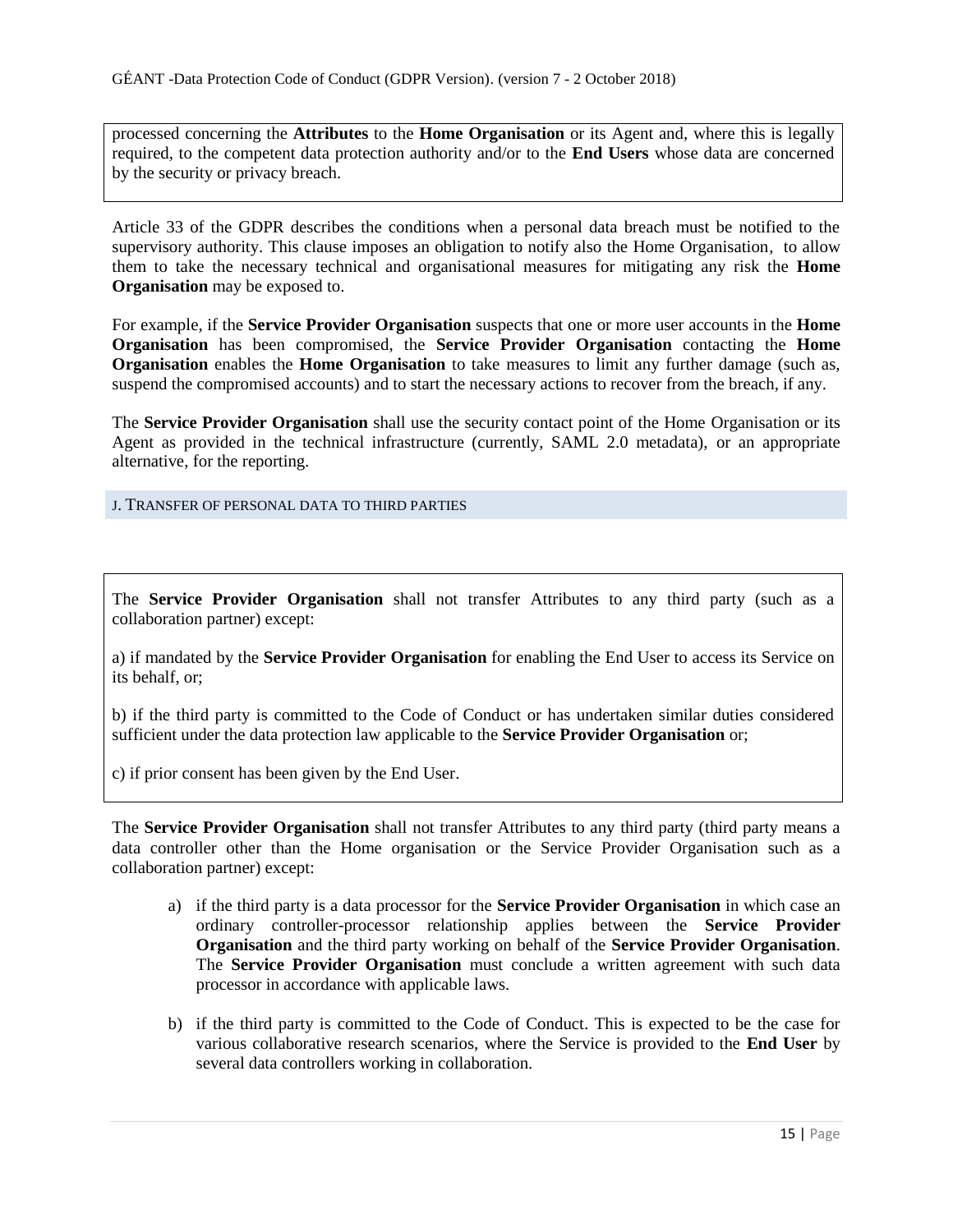processed concerning the **Attributes** to the **Home Organisation** or its Agent and, where this is legally required, to the competent data protection authority and/or to the **End Users** whose data are concerned by the security or privacy breach.

Article 33 of the GDPR describes the conditions when a personal data breach must be notified to the supervisory authority. This clause imposes an obligation to notify also the Home Organisation, to allow them to take the necessary technical and organisational measures for mitigating any risk the **Home Organisation** may be exposed to.

For example, if the **Service Provider Organisation** suspects that one or more user accounts in the **Home Organisation** has been compromised, the **Service Provider Organisation** contacting the **Home Organisation** enables the **Home Organisation** to take measures to limit any further damage (such as, suspend the compromised accounts) and to start the necessary actions to recover from the breach, if any.

The **Service Provider Organisation** shall use the security contact point of the Home Organisation or its Agent as provided in the technical infrastructure (currently, SAML 2.0 metadata), or an appropriate alternative, for the reporting.

### J. Transfer of personal data to third parties

The **Service Provider Organisation** shall not transfer Attributes to any third party (such as a collaboration partner) except:

a) if mandated by the **Service Provider Organisation** for enabling the End User to access its Service on its behalf, or;

b) if the third party is committed to the Code of Conduct or has undertaken similar duties considered sufficient under the data protection law applicable to the **Service Provider Organisation** or;

c) if prior consent has been given by the End User.

The **Service Provider Organisation** shall not transfer Attributes to any third party (third party means a data controller other than the Home organisation or the Service Provider Organisation such as a collaboration partner) except:

a) if the third party is a data processor for the **Service Provider Organisation** in which case an ordinary controller-processor relationship applies between the **Service Provider Organisation** and the third party working on behalf of the **Service Provider Organisation**. The **Service Provider Organisation** must conclude a written agreement with such data processor in accordance with applicable laws.

b) if the third party is committed to the Code of Conduct. This is expected to be the case for various collaborative research scenarios, where the Service is provided to the **End User** by several data controllers working in collaboration.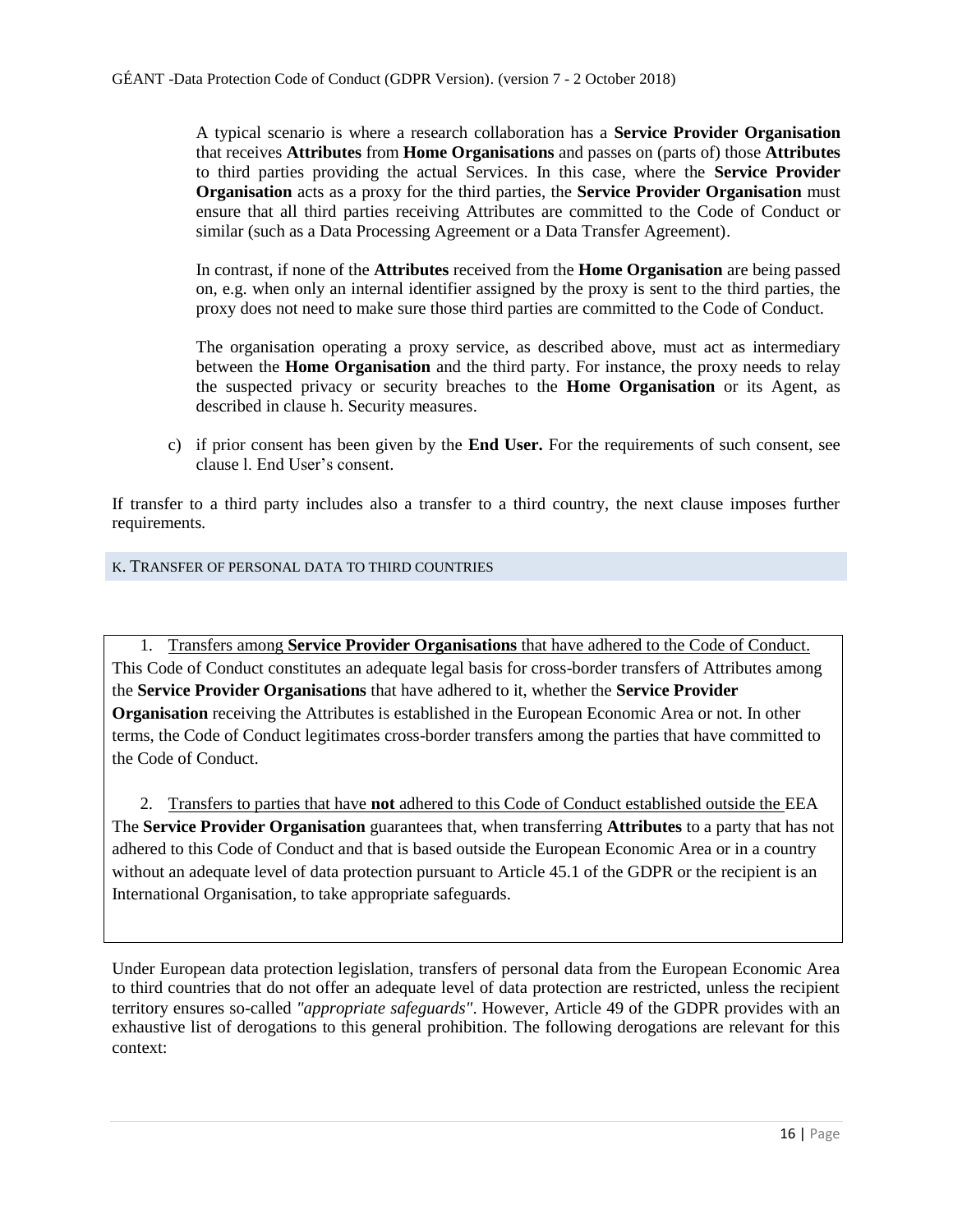A typical scenario is where a research collaboration has a **Service Provider Organisation** that receives **Attributes** from **Home Organisations** and passes on (parts of) those **Attributes** to third parties providing the actual Services. In this case, where the **Service Provider Organisation** acts as a proxy for the third parties, the **Service Provider Organisation** must ensure that all third parties receiving Attributes are committed to the Code of Conduct or similar (such as a Data Processing Agreement or a Data Transfer Agreement).

In contrast, if none of the **Attributes** received from the **Home Organisation** are being passed on, e.g. when only an internal identifier assigned by the proxy is sent to the third parties, the proxy does not need to make sure those third parties are committed to the Code of Conduct.

The organisation operating a proxy service, as described above, must act as intermediary between the **Home Organisation** and the third party. For instance, the proxy needs to relay the suspected privacy or security breaches to the **Home Organisation** or its Agent, as described in clause h. Security measures.

c) if prior consent has been given by the **End User.** For the requirements of such consent, see clause l. End User's consent.

If transfer to a third party includes also a transfer to a third country, the next clause imposes further requirements.

## K. TRANSFER OF PERSONAL DATA TO THIRD COUNTRIES

1. Transfers among **Service Provider Organisations** that have adhered to the Code of Conduct.

This Code of Conduct constitutes an adequate legal basis for cross-border transfers of Attributes among the **Service Provider Organisations** that have adhered to it, whether the **Service Provider Organisation** receiving the Attributes is established in the European Economic Area or not. In other terms, the Code of Conduct legitimates cross-border transfers among the parties that have committed to the Code of Conduct.

2. Transfers to parties that have **not** adhered to this Code of Conduct established outside the EEA

The **Service Provider Organisation** guarantees that, when transferring **Attributes** to a party that has not adhered to this Code of Conduct and that is based outside the European Economic Area or in a country without an adequate level of data protection pursuant to Article 45.1 of the GDPR or the recipient is an International Organisation, to take appropriate safeguards.

Under European data protection legislation, transfers of personal data from the European Economic Area to third countries that do not offer an adequate level of data protection are restricted, unless the recipient territory ensures so-called *"appropriate safeguards"*. However, Article 49 of the GDPR provides with an exhaustive list of derogations to this general prohibition. The following derogations are relevant for this context: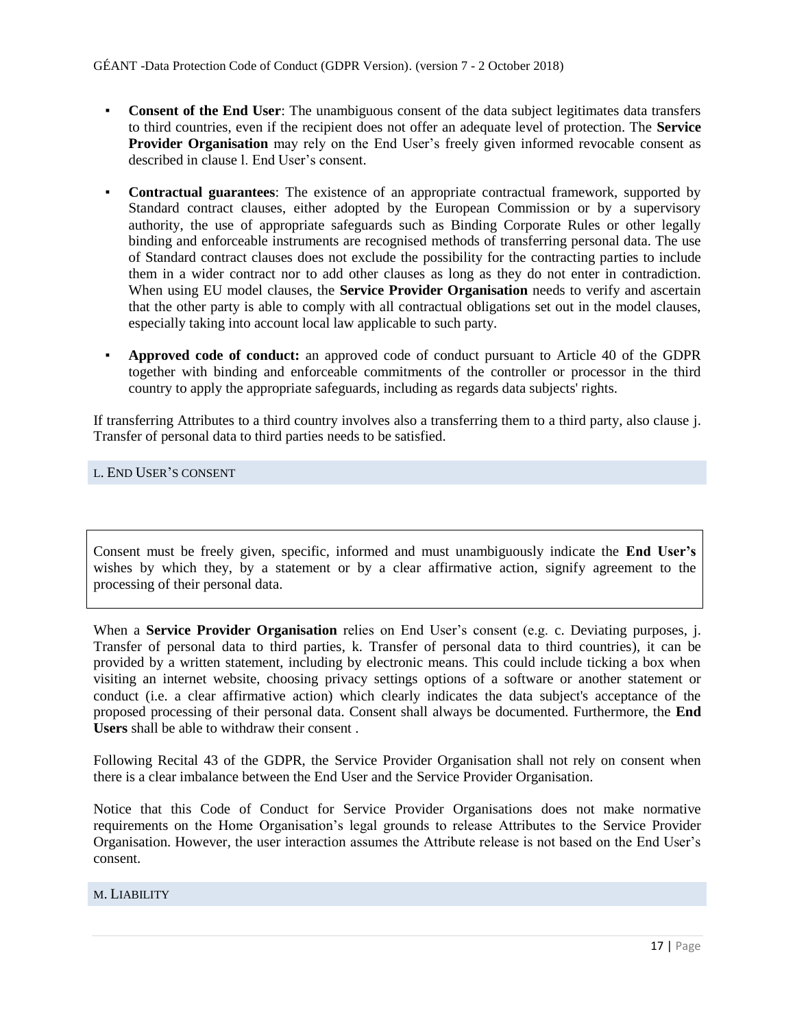- **Consent of the End User**: The unambiguous consent of the data subject legitimates data transfers to third countries, even if the recipient does not offer an adequate level of protection. The **Service Provider Organisation** may rely on the End User's freely given informed revocable consent as described in clause l. End User's consent.

- **Contractual guarantees**: The existence of an appropriate contractual framework, supported by Standard contract clauses, either adopted by the European Commission or by a supervisory authority, the use of appropriate safeguards such as Binding Corporate Rules or other legally binding and enforceable instruments are recognised methods of transferring personal data. The use of Standard contract clauses does not exclude the possibility for the contracting parties to include them in a wider contract nor to add other clauses as long as they do not enter in contradiction. When using EU model clauses, the **Service Provider Organisation** needs to verify and ascertain that the other party is able to comply with all contractual obligations set out in the model clauses, especially taking into account local law applicable to such party.

- **Approved code of conduct:** an approved code of conduct pursuant to Article 40 of the GDPR together with binding and enforceable commitments of the controller or processor in the third country to apply the appropriate safeguards, including as regards data subjects' rights.

If transferring Attributes to a third country involves also a transferring them to a third party, also clause j. Transfer of personal data to third parties needs to be satisfied.

## L. End User's consent

Consent must be freely given, specific, informed and must unambiguously indicate the **End User's** wishes by which they, by a statement or by a clear affirmative action, signify agreement to the processing of their personal data.

When a **Service Provider Organisation** relies on End User's consent (e.g. c. Deviating purposes, j. Transfer of personal data to third parties, k. Transfer of personal data to third countries), it can be provided by a written statement, including by electronic means. This could include ticking a box when visiting an internet website, choosing privacy settings options of a software or another statement or conduct (i.e. a clear affirmative action) which clearly indicates the data subject's acceptance of the proposed processing of their personal data. Consent shall always be documented. Furthermore, the **End Users** shall be able to withdraw their consent .

Following Recital 43 of the GDPR, the Service Provider Organisation shall not rely on consent when there is a clear imbalance between the End User and the Service Provider Organisation.

Notice that this Code of Conduct for Service Provider Organisations does not make normative requirements on the Home Organisation's legal grounds to release Attributes to the Service Provider Organisation. However, the user interaction assumes the Attribute release is not based on the End User's consent.

## M. Liability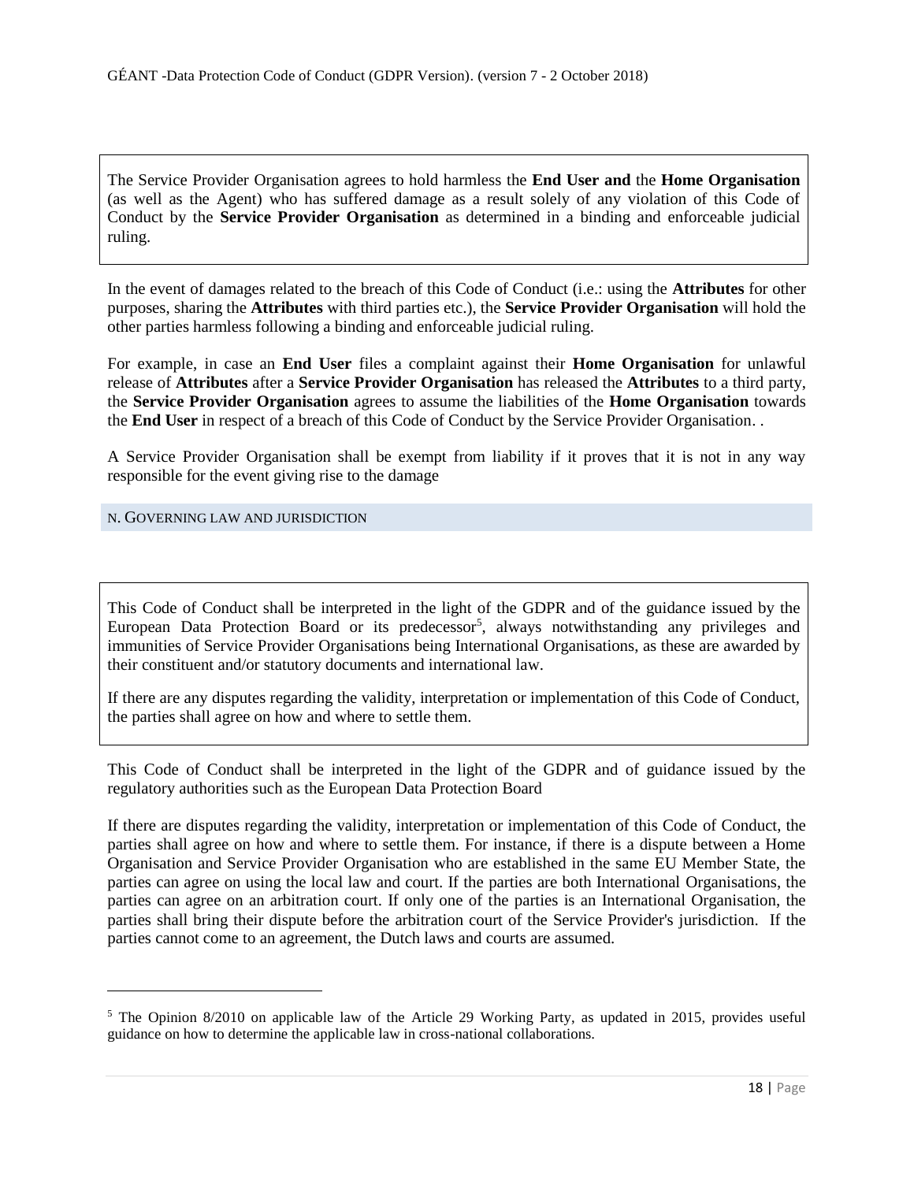The Service Provider Organisation agrees to hold harmless the **End User and** the **Home Organisation** (as well as the Agent) who has suffered damage as a result solely of any violation of this Code of Conduct by the **Service Provider Organisation** as determined in a binding and enforceable judicial ruling.

In the event of damages related to the breach of this Code of Conduct (i.e.: using the **Attributes** for other purposes, sharing the **Attributes** with third parties etc.), the **Service Provider Organisation** will hold the other parties harmless following a binding and enforceable judicial ruling.

For example, in case an **End User** files a complaint against their **Home Organisation** for unlawful release of **Attributes** after a **Service Provider Organisation** has released the **Attributes** to a third party, the **Service Provider Organisation** agrees to assume the liabilities of the **Home Organisation** towards the **End User** in respect of a breach of this Code of Conduct by the Service Provider Organisation. .

A Service Provider Organisation shall be exempt from liability if it proves that it is not in any way responsible for the event giving rise to the damage

## N. GOVERNING LAW AND JURISDICTION

This Code of Conduct shall be interpreted in the light of the GDPR and of the guidance issued by the European Data Protection Board or its predecessor[5], always notwithstanding any privileges and immunities of Service Provider Organisations being International Organisations, as these are awarded by their constituent and/or statutory documents and international law.

If there are any disputes regarding the validity, interpretation or implementation of this Code of Conduct, the parties shall agree on how and where to settle them.

This Code of Conduct shall be interpreted in the light of the GDPR and of guidance issued by the regulatory authorities such as the European Data Protection Board

If there are disputes regarding the validity, interpretation or implementation of this Code of Conduct, the parties shall agree on how and where to settle them. For instance, if there is a dispute between a Home Organisation and Service Provider Organisation who are established in the same EU Member State, the parties can agree on using the local law and court. If the parties are both International Organisations, the parties can agree on an arbitration court. If only one of the parties is an International Organisation, the parties shall bring their dispute before the arbitration court of the Service Provider's jurisdiction. If the parties cannot come to an agreement, the Dutch laws and courts are assumed.

---

[5] The Opinion 8/2010 on applicable law of the Article 29 Working Party, as updated in 2015, provides useful guidance on how to determine the applicable law in cross-national collaborations.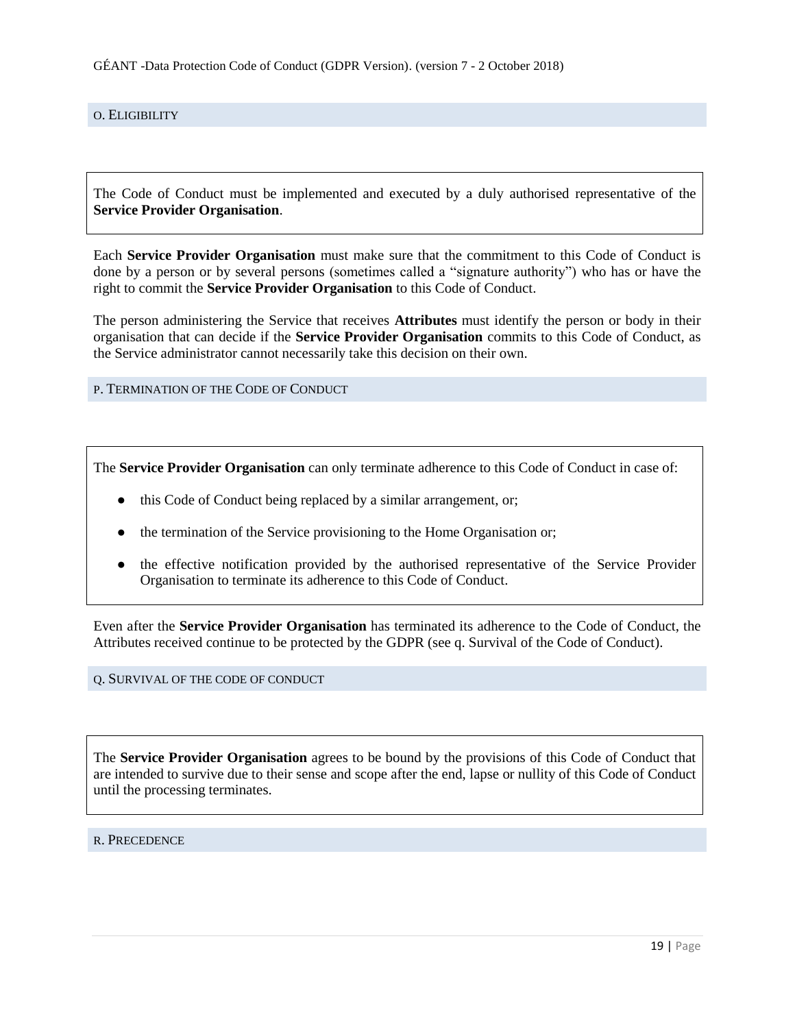## O. Eligibility

> The Code of Conduct must be implemented and executed by a duly authorised representative of the **Service Provider Organisation**.

Each **Service Provider Organisation** must make sure that the commitment to this Code of Conduct is done by a person or by several persons (sometimes called a "signature authority") who has or have the right to commit the **Service Provider Organisation** to this Code of Conduct.

The person administering the Service that receives **Attributes** must identify the person or body in their organisation that can decide if the **Service Provider Organisation** commits to this Code of Conduct, as the Service administrator cannot necessarily take this decision on their own.

## P. Termination of the Code of Conduct

> The **Service Provider Organisation** can only terminate adherence to this Code of Conduct in case of:
>
> - this Code of Conduct being replaced by a similar arrangement, or;
> - the termination of the Service provisioning to the Home Organisation or;
> - the effective notification provided by the authorised representative of the Service Provider Organisation to terminate its adherence to this Code of Conduct.

Even after the **Service Provider Organisation** has terminated its adherence to the Code of Conduct, the Attributes received continue to be protected by the GDPR (see q. Survival of the Code of Conduct).

## Q. Survival of the code of conduct

> The **Service Provider Organisation** agrees to be bound by the provisions of this Code of Conduct that are intended to survive due to their sense and scope after the end, lapse or nullity of this Code of Conduct until the processing terminates.

## R. Precedence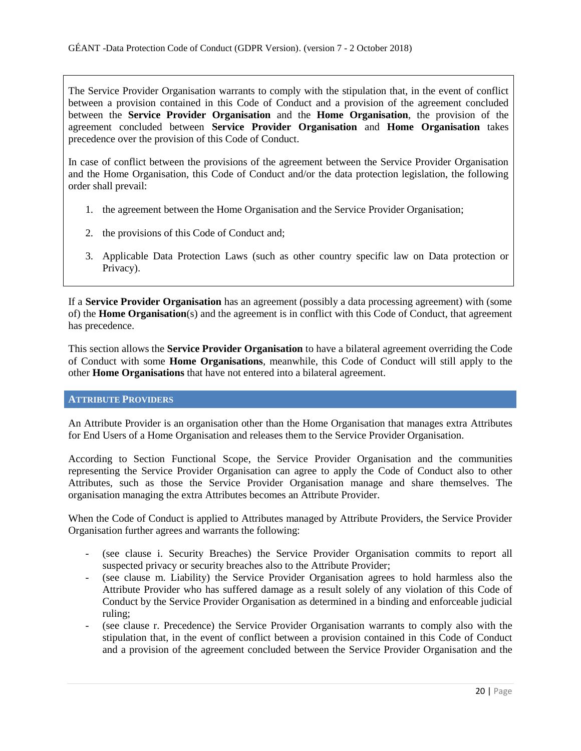The Service Provider Organisation warrants to comply with the stipulation that, in the event of conflict between a provision contained in this Code of Conduct and a provision of the agreement concluded between the **Service Provider Organisation** and the **Home Organisation**, the provision of the agreement concluded between **Service Provider Organisation** and **Home Organisation** takes precedence over the provision of this Code of Conduct.

In case of conflict between the provisions of the agreement between the Service Provider Organisation and the Home Organisation, this Code of Conduct and/or the data protection legislation, the following order shall prevail:

1. the agreement between the Home Organisation and the Service Provider Organisation;
2. the provisions of this Code of Conduct and;
3. Applicable Data Protection Laws (such as other country specific law on Data protection or Privacy).

If a **Service Provider Organisation** has an agreement (possibly a data processing agreement) with (some of) the **Home Organisation**(s) and the agreement is in conflict with this Code of Conduct, that agreement has precedence.

This section allows the **Service Provider Organisation** to have a bilateral agreement overriding the Code of Conduct with some **Home Organisations**, meanwhile, this Code of Conduct will still apply to the other **Home Organisations** that have not entered into a bilateral agreement.

## ATTRIBUTE PROVIDERS

An Attribute Provider is an organisation other than the Home Organisation that manages extra Attributes for End Users of a Home Organisation and releases them to the Service Provider Organisation.

According to Section Functional Scope, the Service Provider Organisation and the communities representing the Service Provider Organisation can agree to apply the Code of Conduct also to other Attributes, such as those the Service Provider Organisation manage and share themselves. The organisation managing the extra Attributes becomes an Attribute Provider.

When the Code of Conduct is applied to Attributes managed by Attribute Providers, the Service Provider Organisation further agrees and warrants the following:

- (see clause i. Security Breaches) the Service Provider Organisation commits to report all suspected privacy or security breaches also to the Attribute Provider;
- (see clause m. Liability) the Service Provider Organisation agrees to hold harmless also the Attribute Provider who has suffered damage as a result solely of any violation of this Code of Conduct by the Service Provider Organisation as determined in a binding and enforceable judicial ruling;
- (see clause r. Precedence) the Service Provider Organisation warrants to comply also with the stipulation that, in the event of conflict between a provision contained in this Code of Conduct and a provision of the agreement concluded between the Service Provider Organisation and the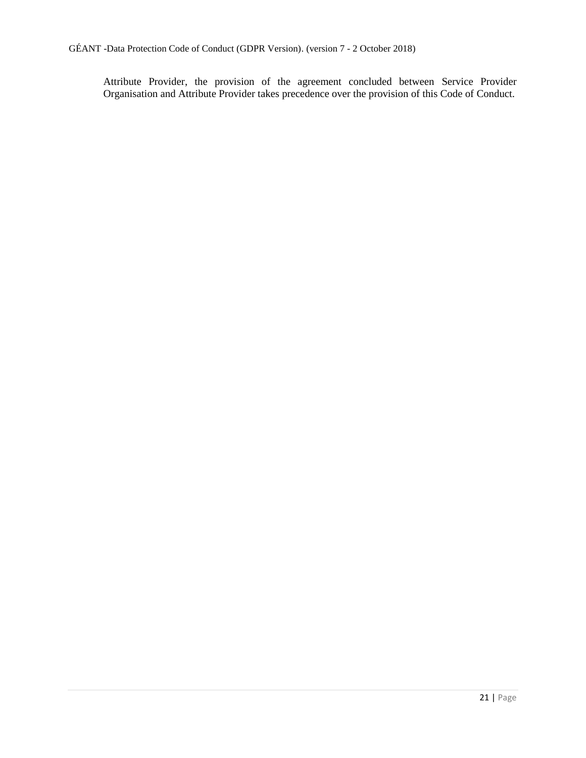Attribute Provider, the provision of the agreement concluded between Service Provider Organisation and Attribute Provider takes precedence over the provision of this Code of Conduct.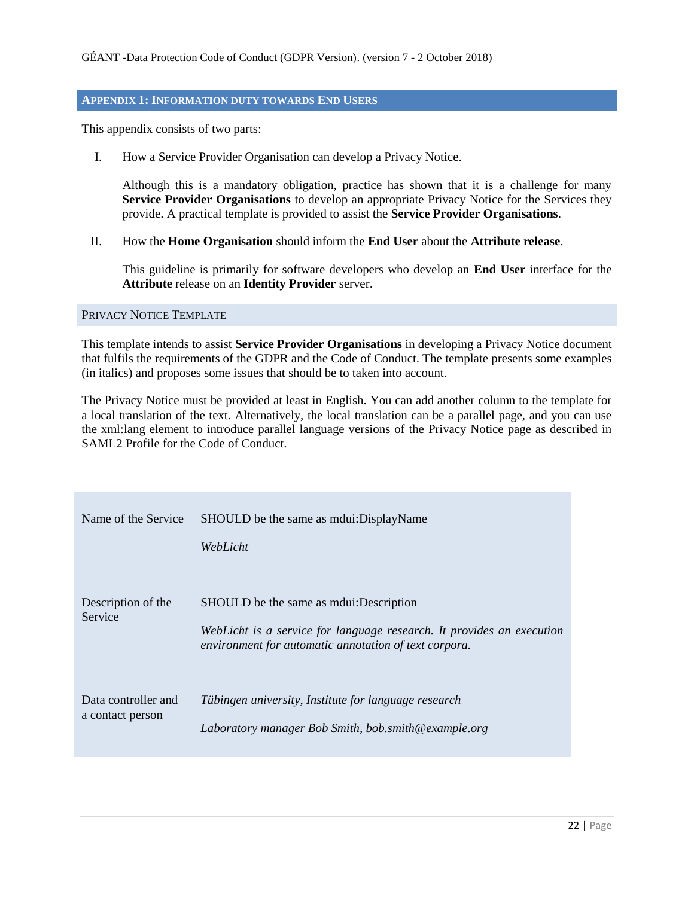## APPENDIX 1: INFORMATION DUTY TOWARDS END USERS

This appendix consists of two parts:

I. How a Service Provider Organisation can develop a Privacy Notice.

   Although this is a mandatory obligation, practice has shown that it is a challenge for many **Service Provider Organisations** to develop an appropriate Privacy Notice for the Services they provide. A practical template is provided to assist the **Service Provider Organisations**.

II. How the **Home Organisation** should inform the **End User** about the **Attribute release**.

   This guideline is primarily for software developers who develop an **End User** interface for the **Attribute** release on an **Identity Provider** server.

### PRIVACY NOTICE TEMPLATE

This template intends to assist **Service Provider Organisations** in developing a Privacy Notice document that fulfils the requirements of the GDPR and the Code of Conduct. The template presents some examples (in italics) and proposes some issues that should be to taken into account.

The Privacy Notice must be provided at least in English. You can add another column to the template for a local translation of the text. Alternatively, the local translation can be a parallel page, and you can use the xml:lang element to introduce parallel language versions of the Privacy Notice page as described in SAML2 Profile for the Code of Conduct.

| | |
|---|---|
| Name of the Service | SHOULD be the same as mdui:DisplayName<br><br>*WebLicht* |
| Description of the Service | SHOULD be the same as mdui:Description<br><br>*WebLicht is a service for language research. It provides an execution environment for automatic annotation of text corpora.* |
| Data controller and a contact person | *Tübingen university, Institute for language research*<br><br>*Laboratory manager Bob Smith, bob.smith@example.org* |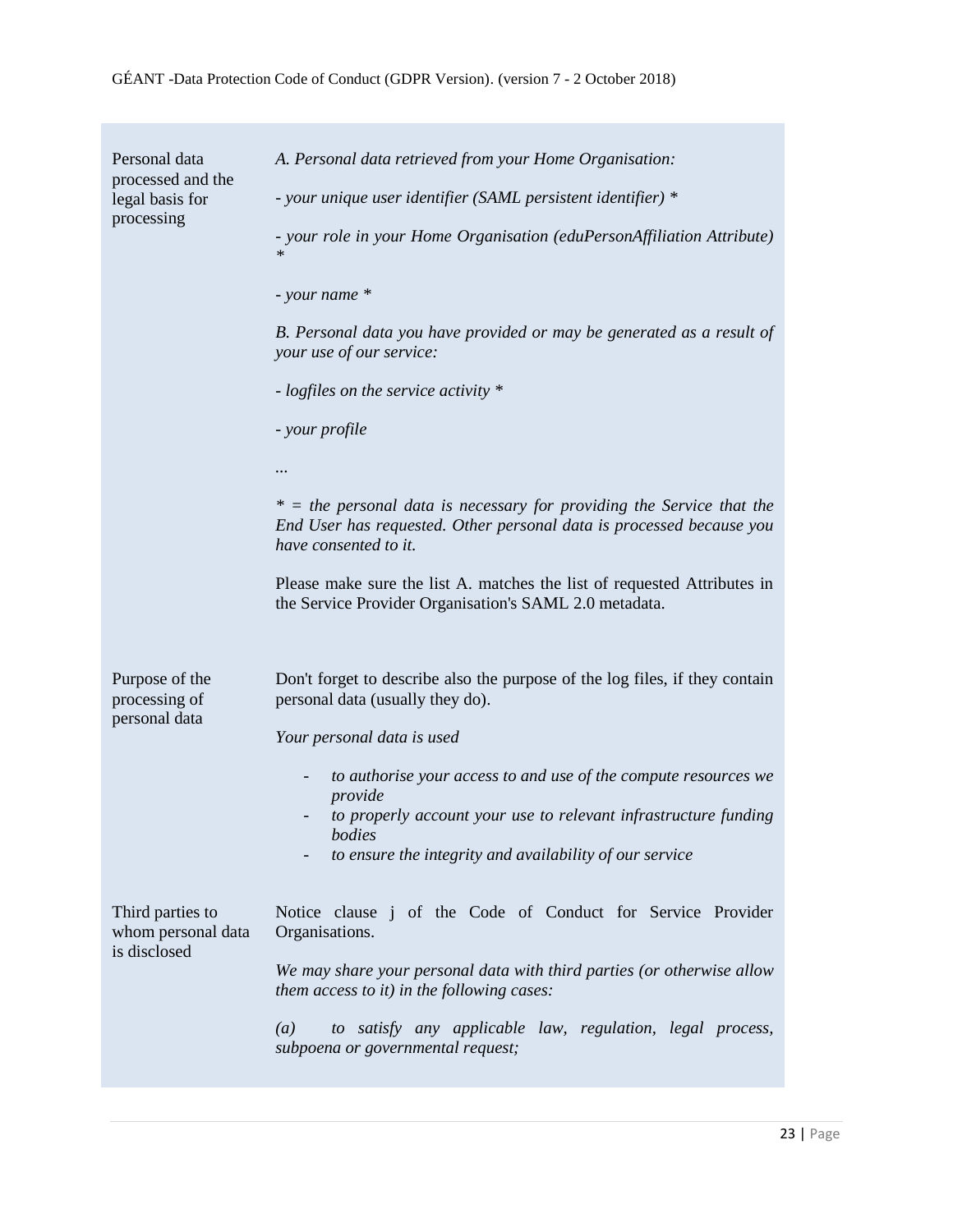| | |
|---|---|
| Personal data processed and the legal basis for processing | *A. Personal data retrieved from your Home Organisation:*<br><br>*- your unique user identifier (SAML persistent identifier) **<br><br>*- your role in your Home Organisation (eduPersonAffiliation Attribute) **<br><br>*- your name **<br><br>*B. Personal data you have provided or may be generated as a result of your use of our service:*<br><br>*- logfiles on the service activity **<br><br>*- your profile*<br><br>*...*<br><br>** = the personal data is necessary for providing the Service that the End User has requested. Other personal data is processed because you have consented to it.*<br><br>Please make sure the list A. matches the list of requested Attributes in the Service Provider Organisation's SAML 2.0 metadata. |
| Purpose of the processing of personal data | Don't forget to describe also the purpose of the log files, if they contain personal data (usually they do).<br><br>*Your personal data is used*<br><br>- *to authorise your access to and use of the compute resources we provide*<br>- *to properly account your use to relevant infrastructure funding bodies*<br>- *to ensure the integrity and availability of our service* |
| Third parties to whom personal data is disclosed | Notice clause j of the Code of Conduct for Service Provider Organisations.<br><br>*We may share your personal data with third parties (or otherwise allow them access to it) in the following cases:*<br><br>*(a) to satisfy any applicable law, regulation, legal process, subpoena or governmental request;* |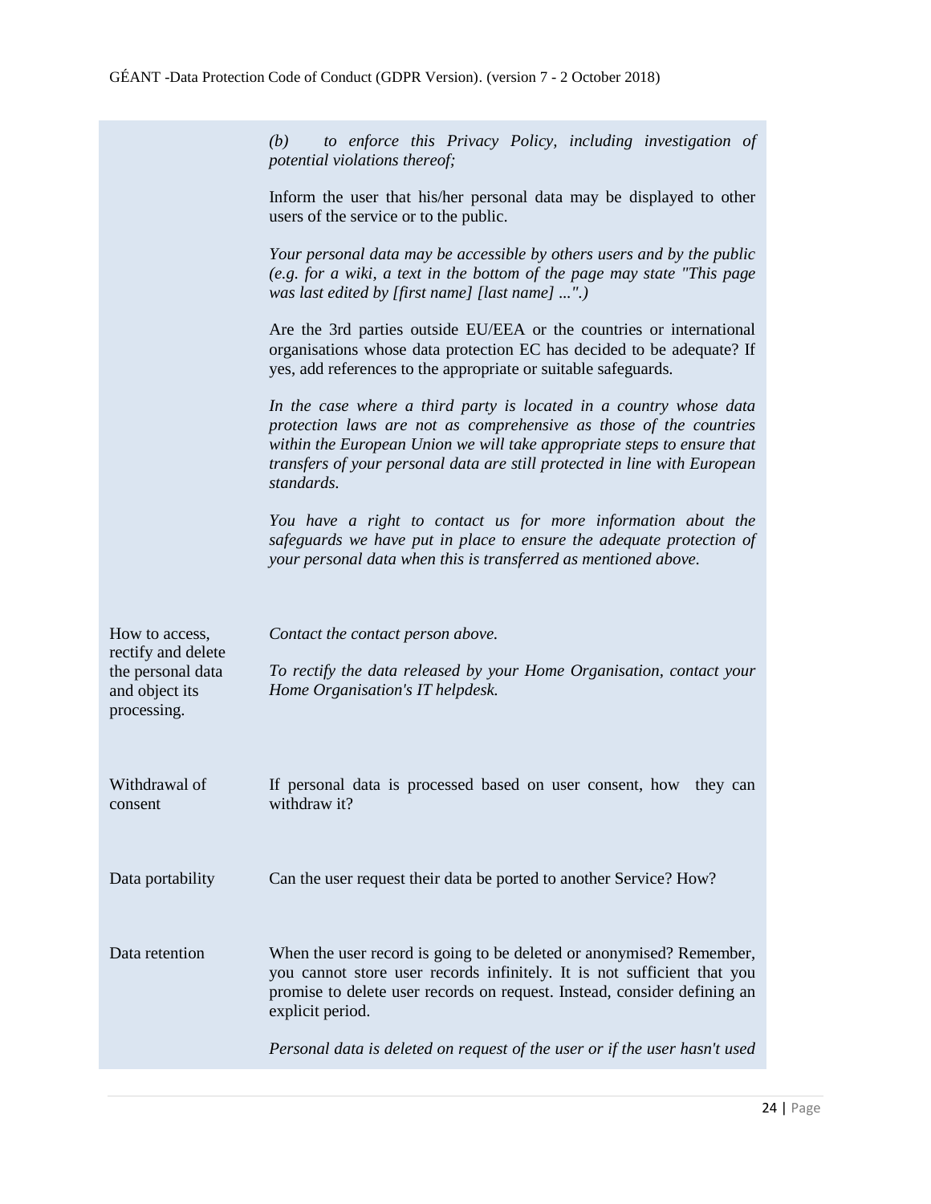| | |
|---|---|
| | *(b) to enforce this Privacy Policy, including investigation of potential violations thereof;*<br><br>Inform the user that his/her personal data may be displayed to other users of the service or to the public.<br><br>*Your personal data may be accessible by others users and by the public (e.g. for a wiki, a text in the bottom of the page may state "This page was last edited by [first name] [last name] ...".)*<br><br>Are the 3rd parties outside EU/EEA or the countries or international organisations whose data protection EC has decided to be adequate? If yes, add references to the appropriate or suitable safeguards.<br><br>*In the case where a third party is located in a country whose data protection laws are not as comprehensive as those of the countries within the European Union we will take appropriate steps to ensure that transfers of your personal data are still protected in line with European standards.*<br><br>*You have a right to contact us for more information about the safeguards we have put in place to ensure the adequate protection of your personal data when this is transferred as mentioned above.* |
| How to access, rectify and delete the personal data and object its processing. | *Contact the contact person above.*<br><br>*To rectify the data released by your Home Organisation, contact your Home Organisation's IT helpdesk.* |
| Withdrawal of consent | If personal data is processed based on user consent, how they can withdraw it? |
| Data portability | Can the user request their data be ported to another Service? How? |
| Data retention | When the user record is going to be deleted or anonymised? Remember, you cannot store user records infinitely. It is not sufficient that you promise to delete user records on request. Instead, consider defining an explicit period.<br><br>*Personal data is deleted on request of the user or if the user hasn't used* |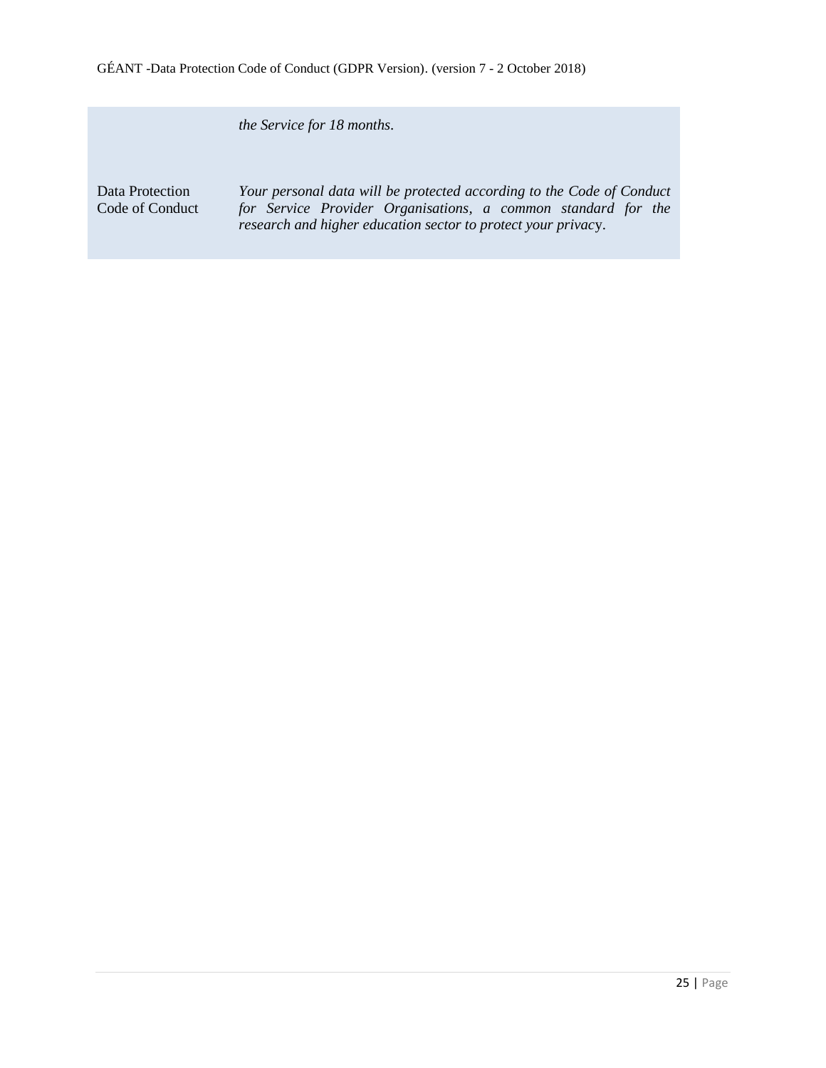| | |
|---|---|
| | *the Service for 18 months.* |
| Data Protection Code of Conduct | *Your personal data will be protected according to the Code of Conduct for Service Provider Organisations, a common standard for the research and higher education sector to protect your privacy.* |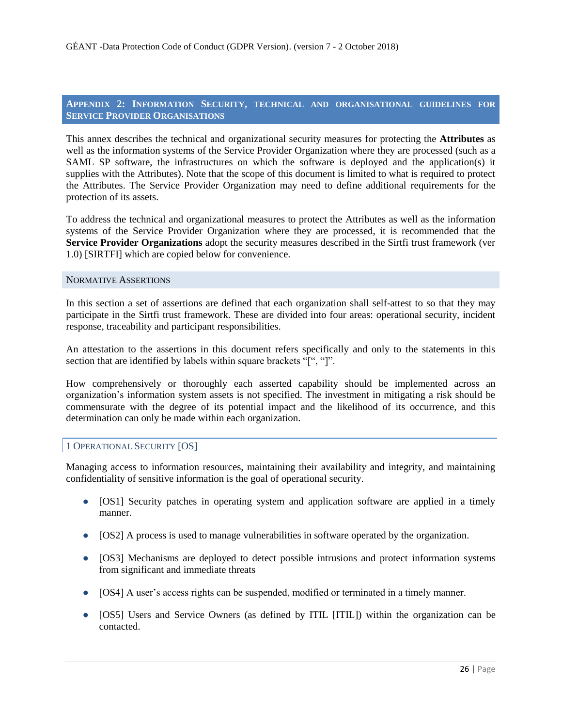## Appendix 2: Information Security, technical and organisational guidelines for Service Provider Organisations

This annex describes the technical and organizational security measures for protecting the **Attributes** as well as the information systems of the Service Provider Organization where they are processed (such as a SAML SP software, the infrastructures on which the software is deployed and the application(s) it supplies with the Attributes). Note that the scope of this document is limited to what is required to protect the Attributes. The Service Provider Organization may need to define additional requirements for the protection of its assets.

To address the technical and organizational measures to protect the Attributes as well as the information systems of the Service Provider Organization where they are processed, it is recommended that the **Service Provider Organizations** adopt the security measures described in the Sirtfi trust framework (ver 1.0) [SIRTFI] which are copied below for convenience.

### Normative Assertions

In this section a set of assertions are defined that each organization shall self-attest to so that they may participate in the Sirtfi trust framework. These are divided into four areas: operational security, incident response, traceability and participant responsibilities.

An attestation to the assertions in this document refers specifically and only to the statements in this section that are identified by labels within square brackets "[", "]".

How comprehensively or thoroughly each asserted capability should be implemented across an organization's information system assets is not specified. The investment in mitigating a risk should be commensurate with the degree of its potential impact and the likelihood of its occurrence, and this determination can only be made within each organization.

### 1 Operational Security [OS]

Managing access to information resources, maintaining their availability and integrity, and maintaining confidentiality of sensitive information is the goal of operational security.

- [OS1] Security patches in operating system and application software are applied in a timely manner.
- [OS2] A process is used to manage vulnerabilities in software operated by the organization.
- [OS3] Mechanisms are deployed to detect possible intrusions and protect information systems from significant and immediate threats
- [OS4] A user's access rights can be suspended, modified or terminated in a timely manner.
- [OS5] Users and Service Owners (as defined by ITIL [ITIL]) within the organization can be contacted.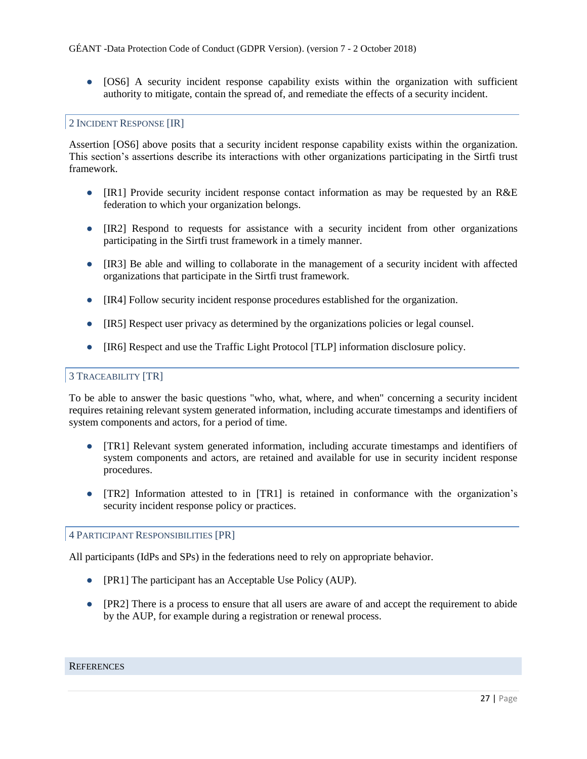- [OS6] A security incident response capability exists within the organization with sufficient authority to mitigate, contain the spread of, and remediate the effects of a security incident.

## 2 Incident Response [IR]

Assertion [OS6] above posits that a security incident response capability exists within the organization. This section's assertions describe its interactions with other organizations participating in the Sirtfi trust framework.

- [IR1] Provide security incident response contact information as may be requested by an R&E federation to which your organization belongs.
- [IR2] Respond to requests for assistance with a security incident from other organizations participating in the Sirtfi trust framework in a timely manner.
- [IR3] Be able and willing to collaborate in the management of a security incident with affected organizations that participate in the Sirtfi trust framework.
- [IR4] Follow security incident response procedures established for the organization.
- [IR5] Respect user privacy as determined by the organizations policies or legal counsel.
- [IR6] Respect and use the Traffic Light Protocol [TLP] information disclosure policy.

## 3 Traceability [TR]

To be able to answer the basic questions "who, what, where, and when" concerning a security incident requires retaining relevant system generated information, including accurate timestamps and identifiers of system components and actors, for a period of time.

- [TR1] Relevant system generated information, including accurate timestamps and identifiers of system components and actors, are retained and available for use in security incident response procedures.
- [TR2] Information attested to in [TR1] is retained in conformance with the organization's security incident response policy or practices.

## 4 Participant Responsibilities [PR]

All participants (IdPs and SPs) in the federations need to rely on appropriate behavior.

- [PR1] The participant has an Acceptable Use Policy (AUP).
- [PR2] There is a process to ensure that all users are aware of and accept the requirement to abide by the AUP, for example during a registration or renewal process.

## References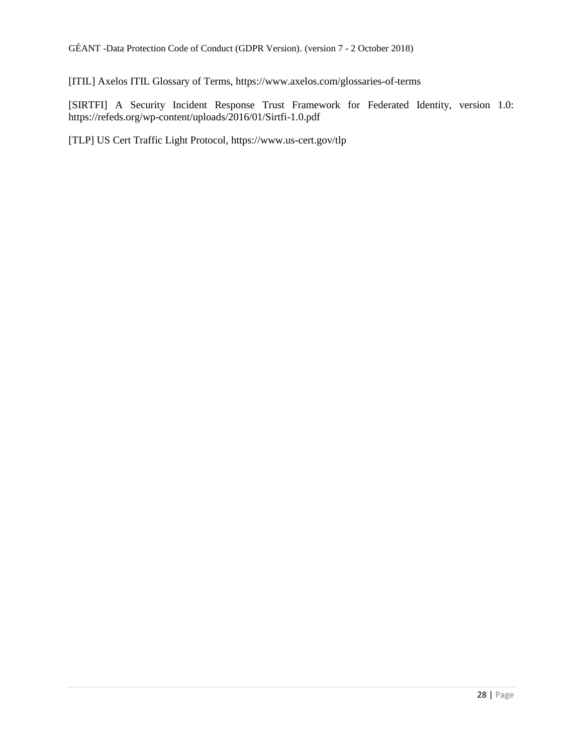[ITIL] Axelos ITIL Glossary of Terms, https://www.axelos.com/glossaries-of-terms

[SIRTFI] A Security Incident Response Trust Framework for Federated Identity, version 1.0: https://refeds.org/wp-content/uploads/2016/01/Sirtfi-1.0.pdf

[TLP] US Cert Traffic Light Protocol, https://www.us-cert.gov/tlp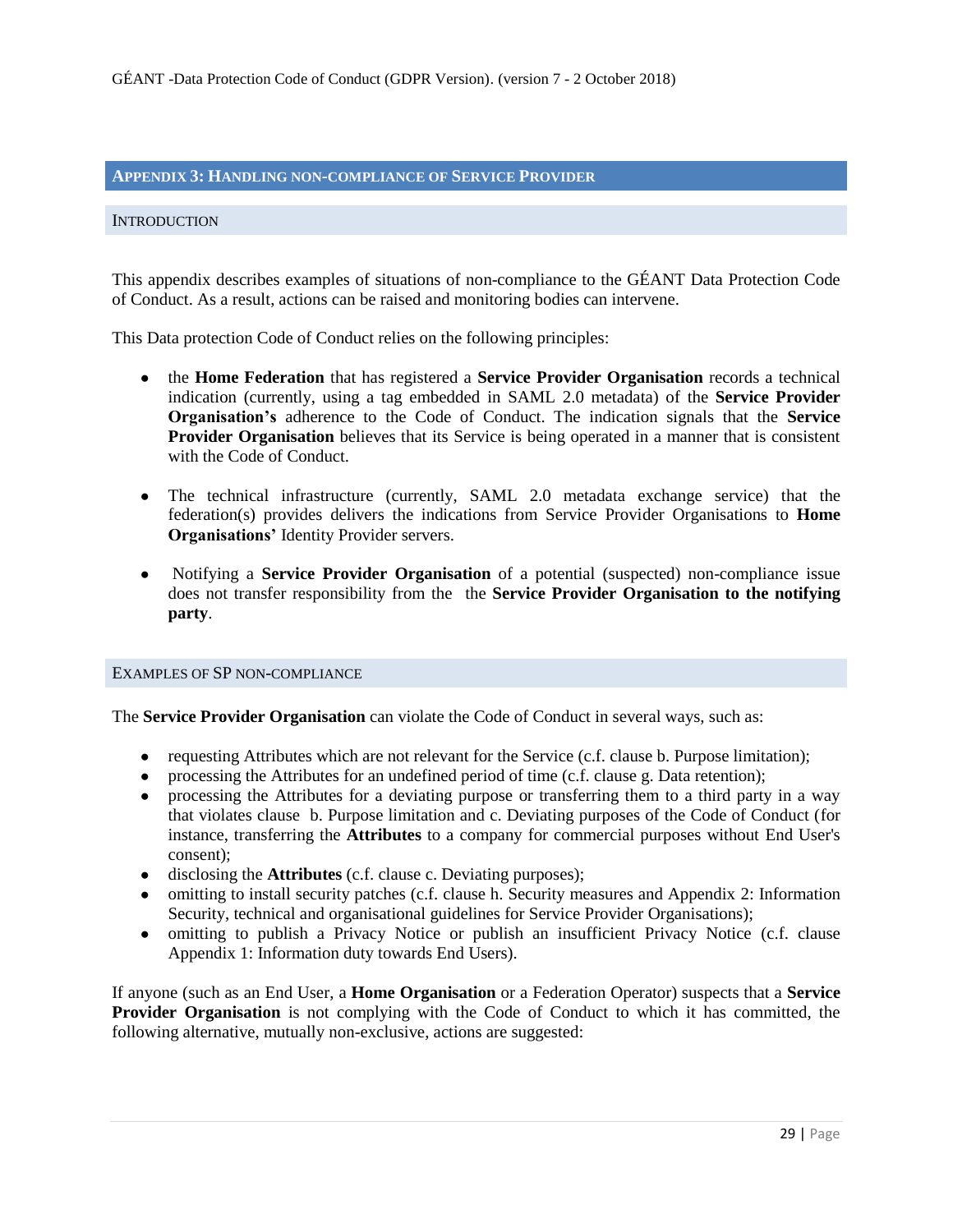## Appendix 3: Handling non-compliance of Service Provider

### Introduction

This appendix describes examples of situations of non-compliance to the GÉANT Data Protection Code of Conduct. As a result, actions can be raised and monitoring bodies can intervene.

This Data protection Code of Conduct relies on the following principles:

- the **Home Federation** that has registered a **Service Provider Organisation** records a technical indication (currently, using a tag embedded in SAML 2.0 metadata) of the **Service Provider Organisation's** adherence to the Code of Conduct. The indication signals that the **Service Provider Organisation** believes that its Service is being operated in a manner that is consistent with the Code of Conduct.

- The technical infrastructure (currently, SAML 2.0 metadata exchange service) that the federation(s) provides delivers the indications from Service Provider Organisations to **Home Organisations'** Identity Provider servers.

- Notifying a **Service Provider Organisation** of a potential (suspected) non-compliance issue does not transfer responsibility from the the **Service Provider Organisation to the notifying party**.

### Examples of SP non-compliance

The **Service Provider Organisation** can violate the Code of Conduct in several ways, such as:

- requesting Attributes which are not relevant for the Service (c.f. clause b. Purpose limitation);
- processing the Attributes for an undefined period of time (c.f. clause g. Data retention);
- processing the Attributes for a deviating purpose or transferring them to a third party in a way that violates clause b. Purpose limitation and c. Deviating purposes of the Code of Conduct (for instance, transferring the **Attributes** to a company for commercial purposes without End User's consent);
- disclosing the **Attributes** (c.f. clause c. Deviating purposes);
- omitting to install security patches (c.f. clause h. Security measures and Appendix 2: Information Security, technical and organisational guidelines for Service Provider Organisations);
- omitting to publish a Privacy Notice or publish an insufficient Privacy Notice (c.f. clause Appendix 1: Information duty towards End Users).

If anyone (such as an End User, a **Home Organisation** or a Federation Operator) suspects that a **Service Provider Organisation** is not complying with the Code of Conduct to which it has committed, the following alternative, mutually non-exclusive, actions are suggested: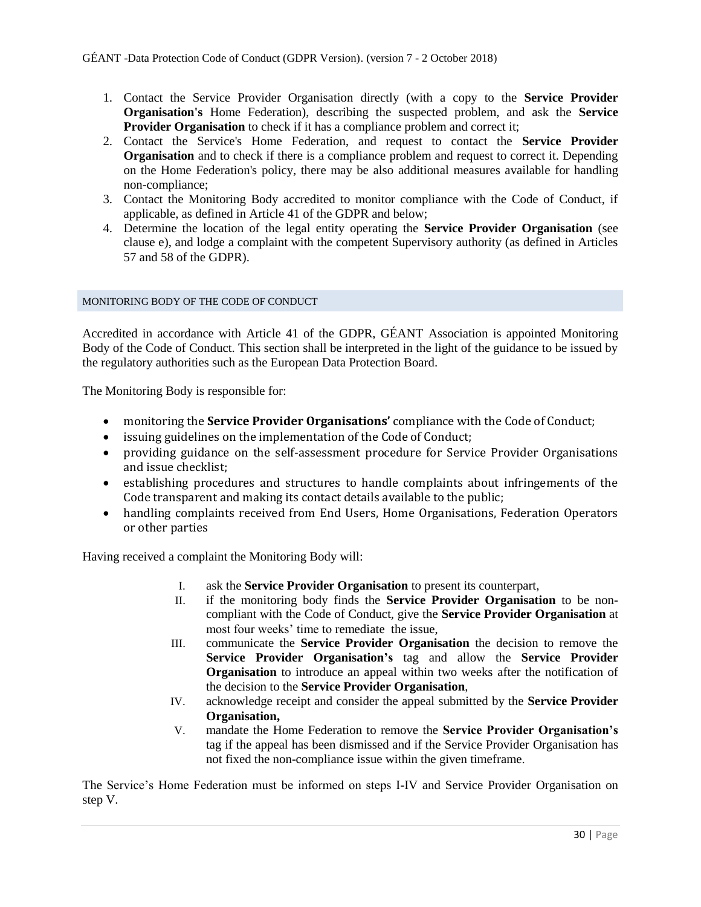1. Contact the Service Provider Organisation directly (with a copy to the **Service Provider Organisation's** Home Federation), describing the suspected problem, and ask the **Service Provider Organisation** to check if it has a compliance problem and correct it;
2. Contact the Service's Home Federation, and request to contact the **Service Provider Organisation** and to check if there is a compliance problem and request to correct it. Depending on the Home Federation's policy, there may be also additional measures available for handling non-compliance;
3. Contact the Monitoring Body accredited to monitor compliance with the Code of Conduct, if applicable, as defined in Article 41 of the GDPR and below;
4. Determine the location of the legal entity operating the **Service Provider Organisation** (see clause e), and lodge a complaint with the competent Supervisory authority (as defined in Articles 57 and 58 of the GDPR).

## MONITORING BODY OF THE CODE OF CONDUCT

Accredited in accordance with Article 41 of the GDPR, GÉANT Association is appointed Monitoring Body of the Code of Conduct. This section shall be interpreted in the light of the guidance to be issued by the regulatory authorities such as the European Data Protection Board.

The Monitoring Body is responsible for:

- monitoring the **Service Provider Organisations'** compliance with the Code of Conduct;
- issuing guidelines on the implementation of the Code of Conduct;
- providing guidance on the self-assessment procedure for Service Provider Organisations and issue checklist;
- establishing procedures and structures to handle complaints about infringements of the Code transparent and making its contact details available to the public;
- handling complaints received from End Users, Home Organisations, Federation Operators or other parties

Having received a complaint the Monitoring Body will:

I. ask the **Service Provider Organisation** to present its counterpart,
II. if the monitoring body finds the **Service Provider Organisation** to be non-compliant with the Code of Conduct, give the **Service Provider Organisation** at most four weeks' time to remediate the issue,
III. communicate the **Service Provider Organisation** the decision to remove the **Service Provider Organisation's** tag and allow the **Service Provider Organisation** to introduce an appeal within two weeks after the notification of the decision to the **Service Provider Organisation**,
IV. acknowledge receipt and consider the appeal submitted by the **Service Provider Organisation,**
V. mandate the Home Federation to remove the **Service Provider Organisation's** tag if the appeal has been dismissed and if the Service Provider Organisation has not fixed the non-compliance issue within the given timeframe.

The Service's Home Federation must be informed on steps I-IV and Service Provider Organisation on step V.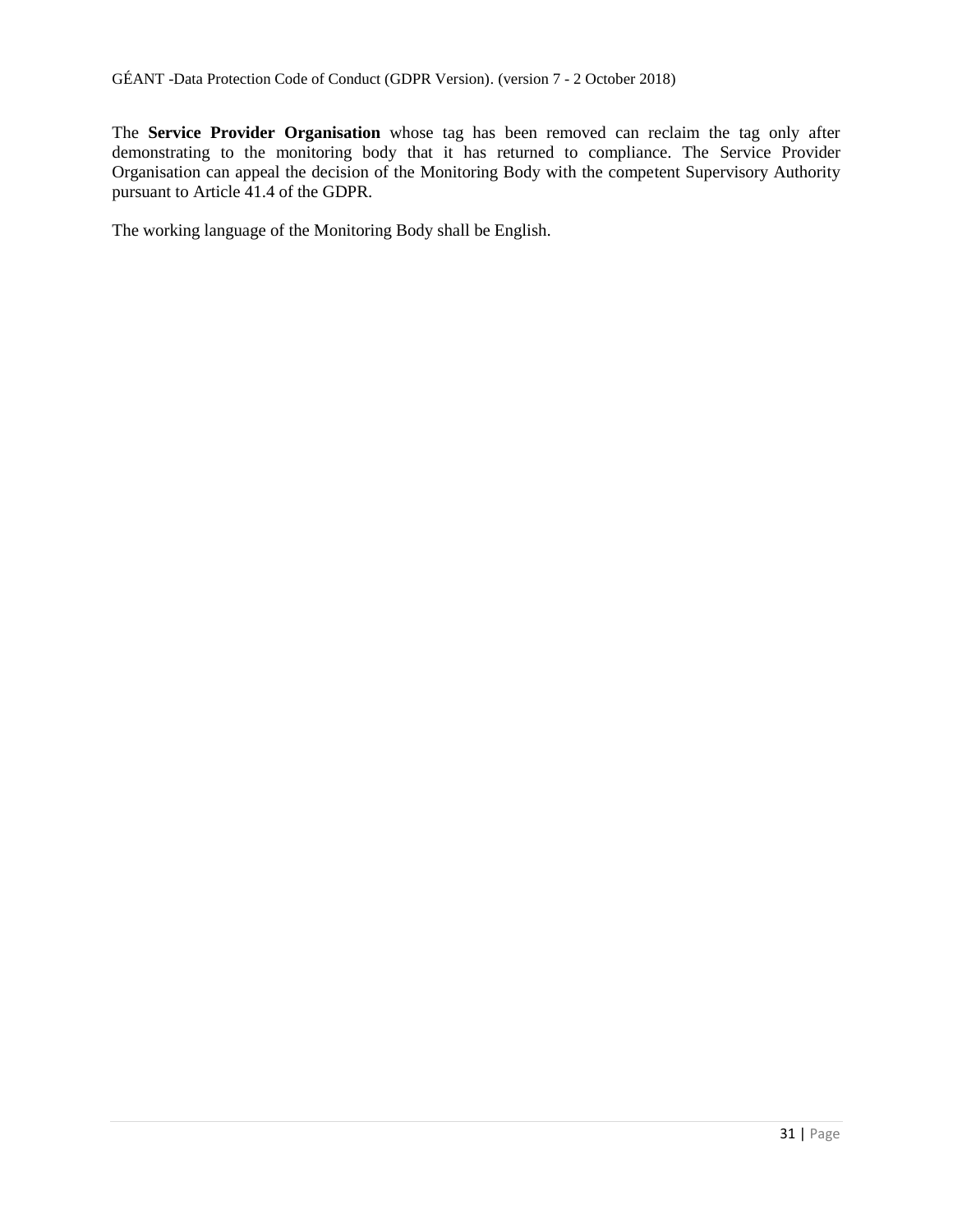The **Service Provider Organisation** whose tag has been removed can reclaim the tag only after demonstrating to the monitoring body that it has returned to compliance. The Service Provider Organisation can appeal the decision of the Monitoring Body with the competent Supervisory Authority pursuant to Article 41.4 of the GDPR.

The working language of the Monitoring Body shall be English.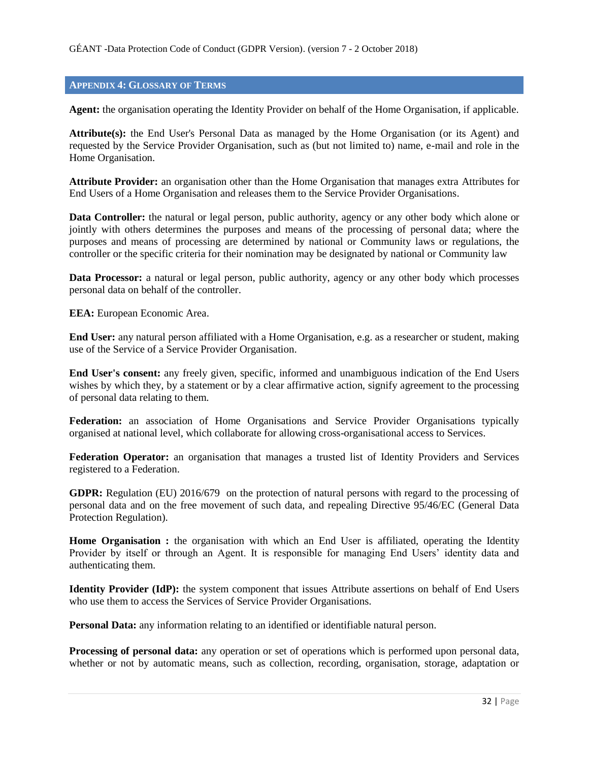## APPENDIX 4: GLOSSARY OF TERMS

**Agent:** the organisation operating the Identity Provider on behalf of the Home Organisation, if applicable.

**Attribute(s):** the End User's Personal Data as managed by the Home Organisation (or its Agent) and requested by the Service Provider Organisation, such as (but not limited to) name, e-mail and role in the Home Organisation.

**Attribute Provider:** an organisation other than the Home Organisation that manages extra Attributes for End Users of a Home Organisation and releases them to the Service Provider Organisations.

**Data Controller:** the natural or legal person, public authority, agency or any other body which alone or jointly with others determines the purposes and means of the processing of personal data; where the purposes and means of processing are determined by national or Community laws or regulations, the controller or the specific criteria for their nomination may be designated by national or Community law

**Data Processor:** a natural or legal person, public authority, agency or any other body which processes personal data on behalf of the controller.

**EEA:** European Economic Area.

**End User:** any natural person affiliated with a Home Organisation, e.g. as a researcher or student, making use of the Service of a Service Provider Organisation.

**End User's consent:** any freely given, specific, informed and unambiguous indication of the End Users wishes by which they, by a statement or by a clear affirmative action, signify agreement to the processing of personal data relating to them.

**Federation:** an association of Home Organisations and Service Provider Organisations typically organised at national level, which collaborate for allowing cross-organisational access to Services.

**Federation Operator:** an organisation that manages a trusted list of Identity Providers and Services registered to a Federation.

**GDPR:** Regulation (EU) 2016/679 on the protection of natural persons with regard to the processing of personal data and on the free movement of such data, and repealing Directive 95/46/EC (General Data Protection Regulation).

**Home Organisation :** the organisation with which an End User is affiliated, operating the Identity Provider by itself or through an Agent. It is responsible for managing End Users' identity data and authenticating them.

**Identity Provider (IdP):** the system component that issues Attribute assertions on behalf of End Users who use them to access the Services of Service Provider Organisations.

**Personal Data:** any information relating to an identified or identifiable natural person.

**Processing of personal data:** any operation or set of operations which is performed upon personal data, whether or not by automatic means, such as collection, recording, organisation, storage, adaptation or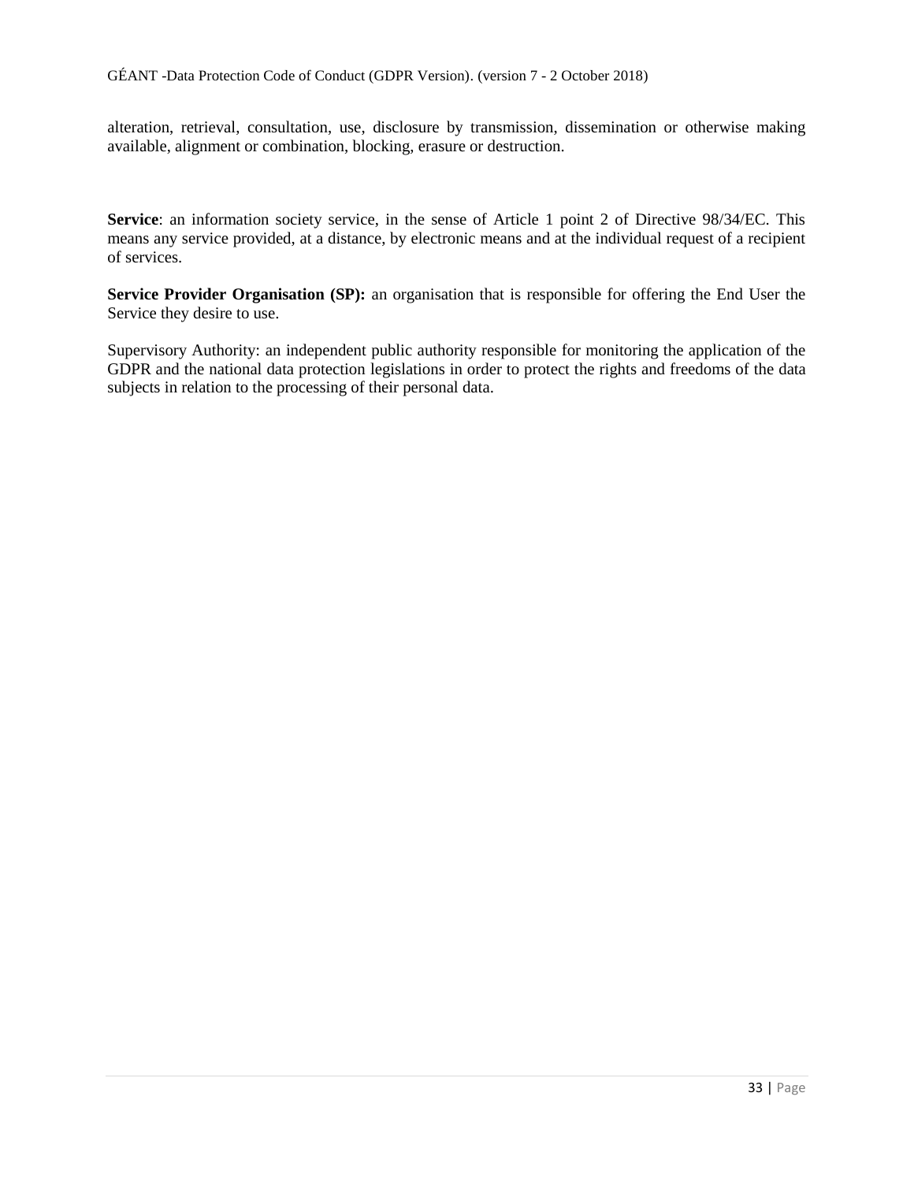alteration, retrieval, consultation, use, disclosure by transmission, dissemination or otherwise making available, alignment or combination, blocking, erasure or destruction.

**Service**: an information society service, in the sense of Article 1 point 2 of Directive 98/34/EC. This means any service provided, at a distance, by electronic means and at the individual request of a recipient of services.

**Service Provider Organisation (SP):** an organisation that is responsible for offering the End User the Service they desire to use.

Supervisory Authority: an independent public authority responsible for monitoring the application of the GDPR and the national data protection legislations in order to protect the rights and freedoms of the data subjects in relation to the processing of their personal data.